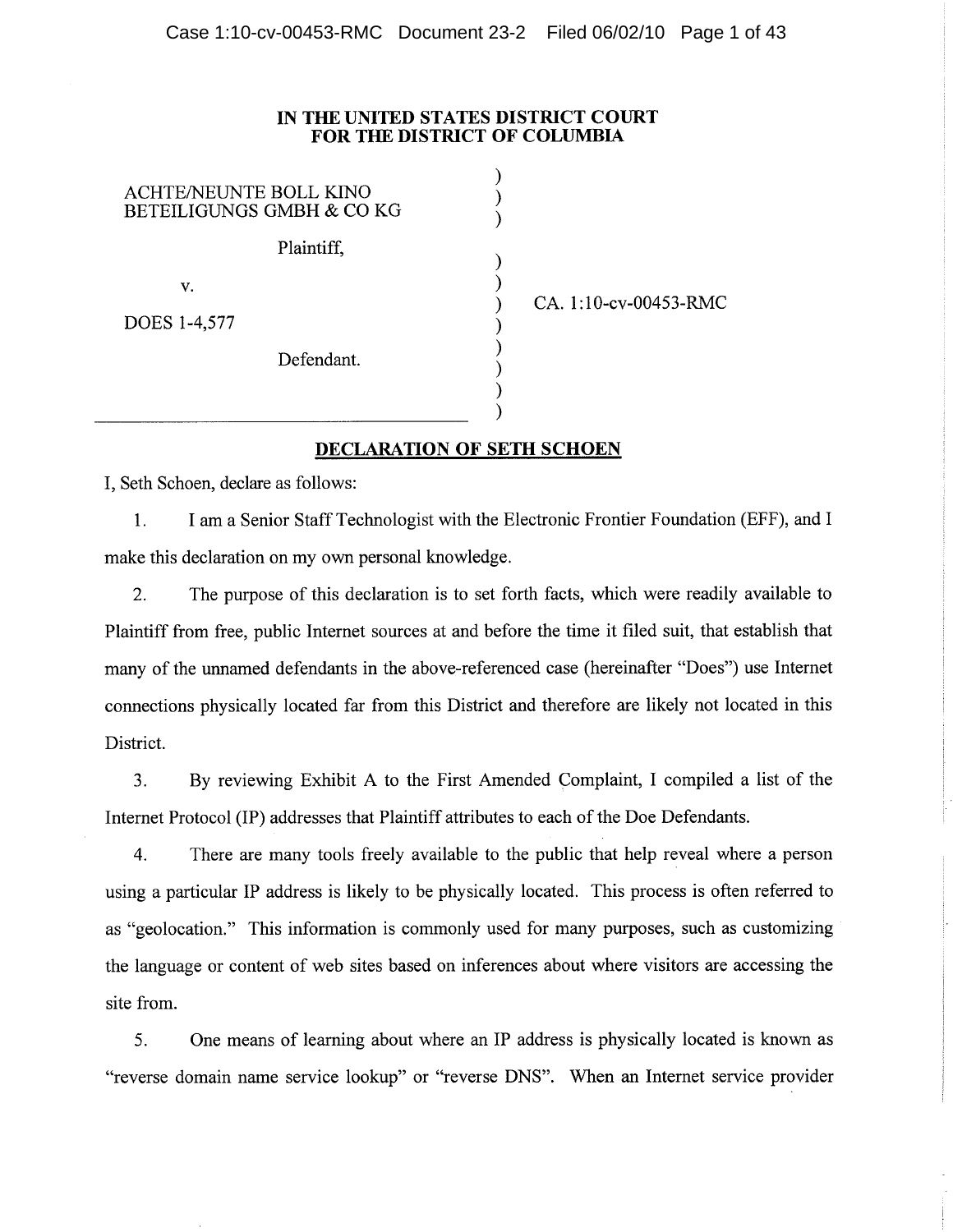**IN THE UNITED STATES DISTRICT COURT**
**FOR THE DISTRICT OF COLUMBIA**

| | |
|---|---|
| ACHTE/NEUNTE BOLL KINO BETEILIGUNGS GMBH & CO KG<br><br>Plaintiff,<br><br>v.<br><br>DOES 1-4,577<br><br>Defendant. | CA. 1:10-cv-00453-RMC |

## DECLARATION OF SETH SCHOEN

I, Seth Schoen, declare as follows:

1. I am a Senior Staff Technologist with the Electronic Frontier Foundation (EFF), and I make this declaration on my own personal knowledge.

2. The purpose of this declaration is to set forth facts, which were readily available to Plaintiff from free, public Internet sources at and before the time it filed suit, that establish that many of the unnamed defendants in the above-referenced case (hereinafter "Does") use Internet connections physically located far from this District and therefore are likely not located in this District.

3. By reviewing Exhibit A to the First Amended Complaint, I compiled a list of the Internet Protocol (IP) addresses that Plaintiff attributes to each of the Doe Defendants.

4. There are many tools freely available to the public that help reveal where a person using a particular IP address is likely to be physically located. This process is often referred to as "geolocation." This information is commonly used for many purposes, such as customizing the language or content of web sites based on inferences about where visitors are accessing the site from.

5. One means of learning about where an IP address is physically located is known as "reverse domain name service lookup" or "reverse DNS". When an Internet service provider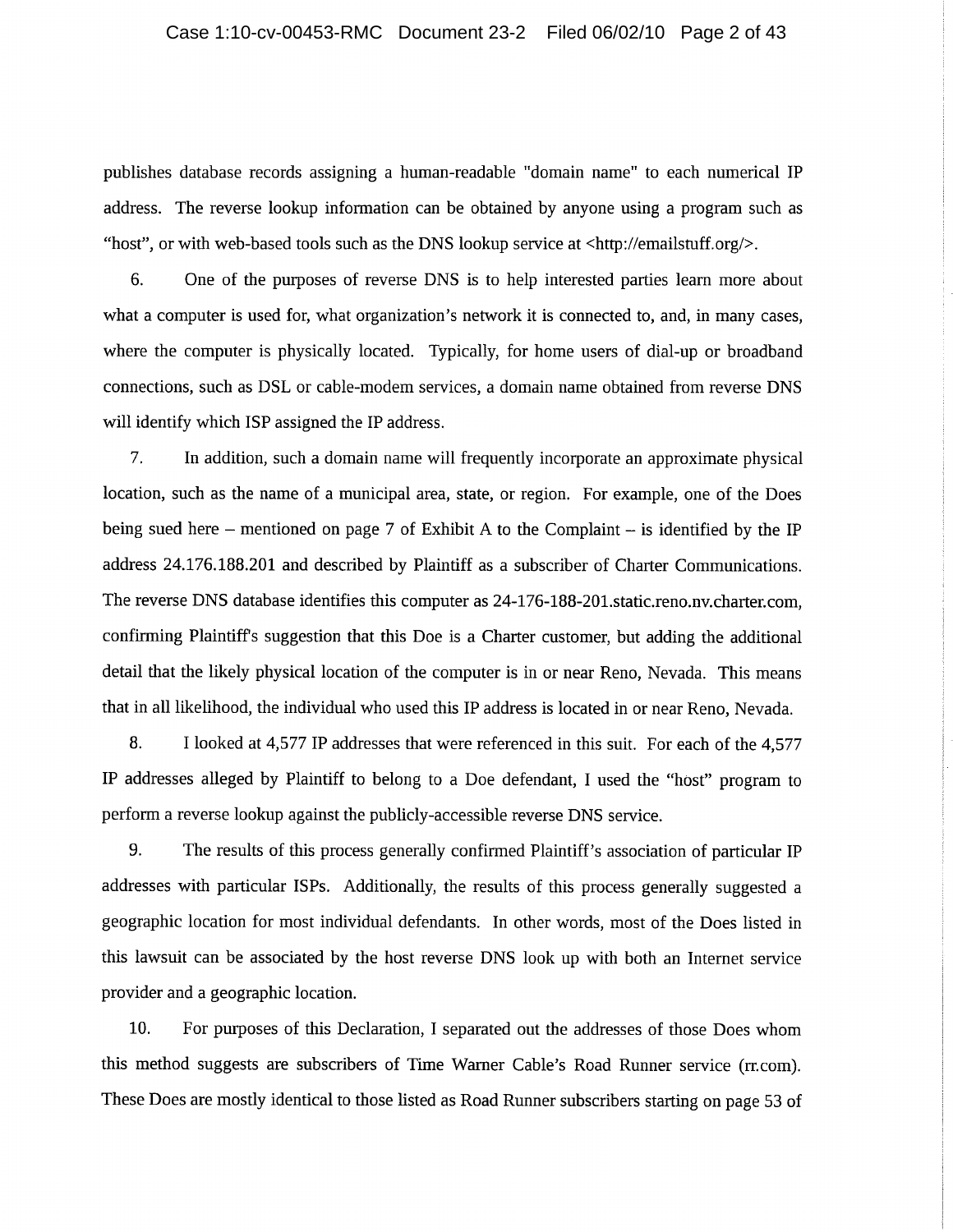publishes database records assigning a human-readable "domain name" to each numerical IP address. The reverse lookup information can be obtained by anyone using a program such as "host", or with web-based tools such as the DNS lookup service at <http://emailstuff.org/>.

6. One of the purposes of reverse DNS is to help interested parties learn more about what a computer is used for, what organization's network it is connected to, and, in many cases, where the computer is physically located. Typically, for home users of dial-up or broadband connections, such as DSL or cable-modem services, a domain name obtained from reverse DNS will identify which ISP assigned the IP address.

7. In addition, such a domain name will frequently incorporate an approximate physical location, such as the name of a municipal area, state, or region. For example, one of the Does being sued here – mentioned on page 7 of Exhibit A to the Complaint – is identified by the IP address 24.176.188.201 and described by Plaintiff as a subscriber of Charter Communications. The reverse DNS database identifies this computer as 24-176-188-201.static.reno.nv.charter.com, confirming Plaintiff's suggestion that this Doe is a Charter customer, but adding the additional detail that the likely physical location of the computer is in or near Reno, Nevada. This means that in all likelihood, the individual who used this IP address is located in or near Reno, Nevada.

8. I looked at 4,577 IP addresses that were referenced in this suit. For each of the 4,577 IP addresses alleged by Plaintiff to belong to a Doe defendant, I used the "host" program to perform a reverse lookup against the publicly-accessible reverse DNS service.

9. The results of this process generally confirmed Plaintiff's association of particular IP addresses with particular ISPs. Additionally, the results of this process generally suggested a geographic location for most individual defendants. In other words, most of the Does listed in this lawsuit can be associated by the host reverse DNS look up with both an Internet service provider and a geographic location.

10. For purposes of this Declaration, I separated out the addresses of those Does whom this method suggests are subscribers of Time Warner Cable's Road Runner service (rr.com). These Does are mostly identical to those listed as Road Runner subscribers starting on page 53 of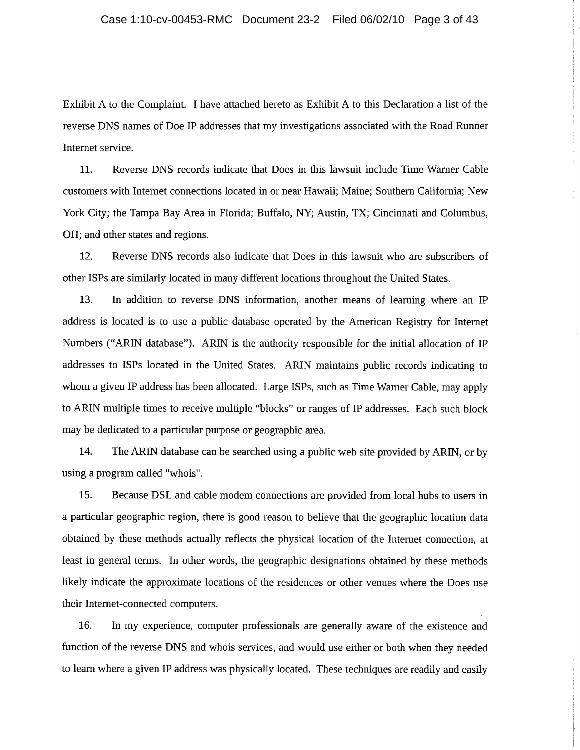Exhibit A to the Complaint. I have attached hereto as Exhibit A to this Declaration a list of the reverse DNS names of Doe IP addresses that my investigations associated with the Road Runner Internet service.

11. Reverse DNS records indicate that Does in this lawsuit include Time Warner Cable customers with Internet connections located in or near Hawaii; Maine; Southern California; New York City; the Tampa Bay Area in Florida; Buffalo, NY; Austin, TX; Cincinnati and Columbus, OH; and other states and regions.

12. Reverse DNS records also indicate that Does in this lawsuit who are subscribers of other ISPs are similarly located in many different locations throughout the United States.

13. In addition to reverse DNS information, another means of learning where an IP address is located is to use a public database operated by the American Registry for Internet Numbers ("ARIN database"). ARIN is the authority responsible for the initial allocation of IP addresses to ISPs located in the United States. ARIN maintains public records indicating to whom a given IP address has been allocated. Large ISPs, such as Time Warner Cable, may apply to ARIN multiple times to receive multiple "blocks" or ranges of IP addresses. Each such block may be dedicated to a particular purpose or geographic area.

14. The ARIN database can be searched using a public web site provided by ARIN, or by using a program called "whois".

15. Because DSL and cable modem connections are provided from local hubs to users in a particular geographic region, there is good reason to believe that the geographic location data obtained by these methods actually reflects the physical location of the Internet connection, at least in general terms. In other words, the geographic designations obtained by these methods likely indicate the approximate locations of the residences or other venues where the Does use their Internet-connected computers.

16. In my experience, computer professionals are generally aware of the existence and function of the reverse DNS and whois services, and would use either or both when they needed to learn where a given IP address was physically located. These techniques are readily and easily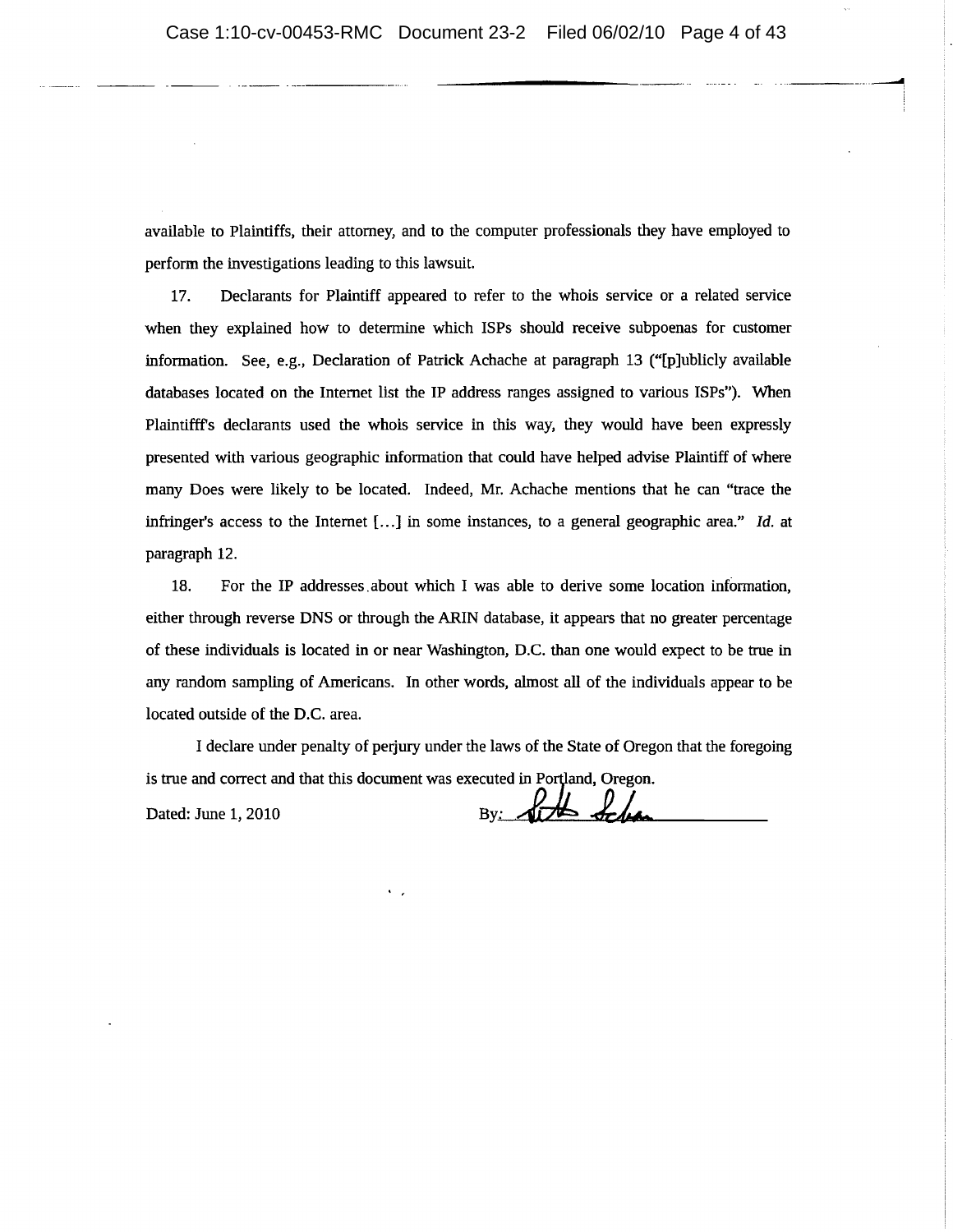available to Plaintiffs, their attorney, and to the computer professionals they have employed to perform the investigations leading to this lawsuit.

17. Declarants for Plaintiff appeared to refer to the whois service or a related service when they explained how to determine which ISPs should receive subpoenas for customer information. See, e.g., Declaration of Patrick Achache at paragraph 13 ("[p]ublicly available databases located on the Internet list the IP address ranges assigned to various ISPs"). When Plaintifff's declarants used the whois service in this way, they would have been expressly presented with various geographic information that could have helped advise Plaintiff of where many Does were likely to be located. Indeed, Mr. Achache mentions that he can "trace the infringer's access to the Internet [...] in some instances, to a general geographic area." *Id.* at paragraph 12.

18. For the IP addresses about which I was able to derive some location information, either through reverse DNS or through the ARIN database, it appears that no greater percentage of these individuals is located in or near Washington, D.C. than one would expect to be true in any random sampling of Americans. In other words, almost all of the individuals appear to be located outside of the D.C. area.

I declare under penalty of perjury under the laws of the State of Oregon that the foregoing is true and correct and that this document was executed in Portland, Oregon.

Dated: June 1, 2010

By: ______________________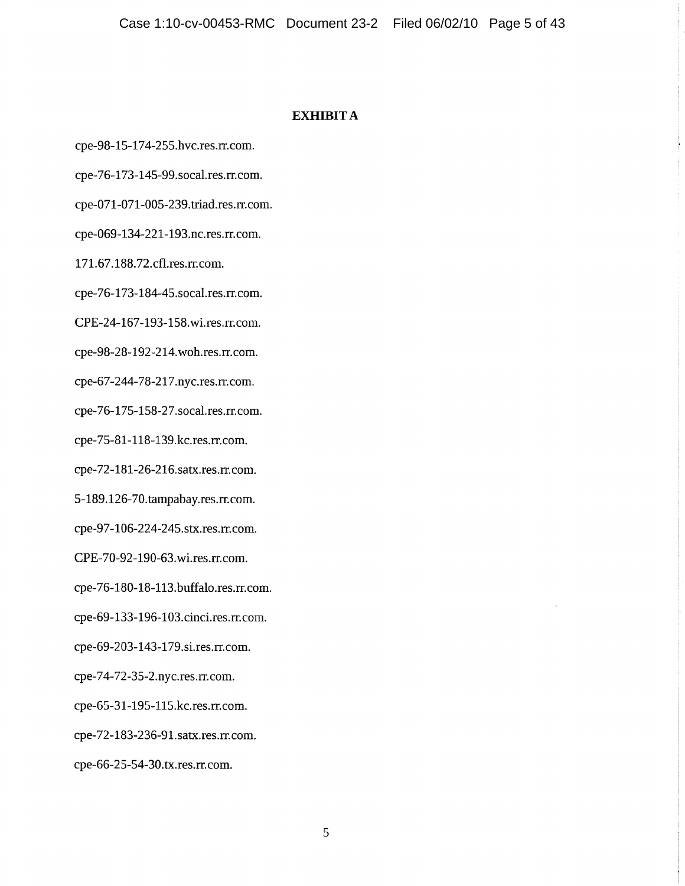**EXHIBIT A**

cpe-98-15-174-255.hvc.res.rr.com.

cpe-76-173-145-99.socal.res.rr.com.

cpe-071-071-005-239.triad.res.rr.com.

cpe-069-134-221-193.nc.res.rr.com.

171.67.188.72.cfl.res.rr.com.

cpe-76-173-184-45.socal.res.rr.com.

CPE-24-167-193-158.wi.res.rr.com.

cpe-98-28-192-214.woh.res.rr.com.

cpe-67-244-78-217.nyc.res.rr.com.

cpe-76-175-158-27.socal.res.rr.com.

cpe-75-81-118-139.kc.res.rr.com.

cpe-72-181-26-216.satx.res.rr.com.

5-189.126-70.tampabay.res.rr.com.

cpe-97-106-224-245.stx.res.rr.com.

CPE-70-92-190-63.wi.res.rr.com.

cpe-76-180-18-113.buffalo.res.rr.com.

cpe-69-133-196-103.cinci.res.rr.com.

cpe-69-203-143-179.si.res.rr.com.

cpe-74-72-35-2.nyc.res.rr.com.

cpe-65-31-195-115.kc.res.rr.com.

cpe-72-183-236-91.satx.res.rr.com.

cpe-66-25-54-30.tx.res.rr.com.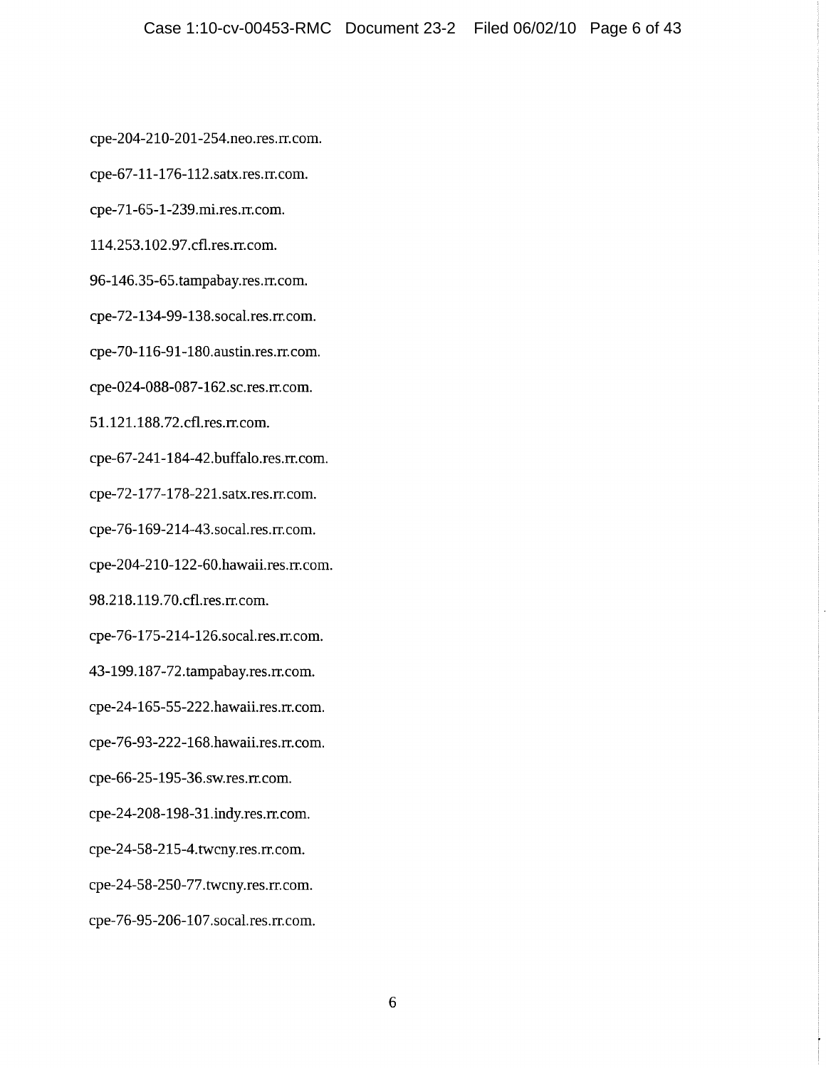cpe-204-210-201-254.neo.res.rr.com.

cpe-67-11-176-112.satx.res.rr.com.

cpe-71-65-1-239.mi.res.rr.com.

114.253.102.97.cfl.res.rr.com.

96-146.35-65.tampabay.res.rr.com.

cpe-72-134-99-138.socal.res.rr.com.

cpe-70-116-91-180.austin.res.rr.com.

cpe-024-088-087-162.sc.res.rr.com.

51.121.188.72.cfl.res.rr.com.

cpe-67-241-184-42.buffalo.res.rr.com.

cpe-72-177-178-221.satx.res.rr.com.

cpe-76-169-214-43.socal.res.rr.com.

cpe-204-210-122-60.hawaii.res.rr.com.

98.218.119.70.cfl.res.rr.com.

cpe-76-175-214-126.socal.res.rr.com.

43-199.187-72.tampabay.res.rr.com.

cpe-24-165-55-222.hawaii.res.rr.com.

cpe-76-93-222-168.hawaii.res.rr.com.

cpe-66-25-195-36.sw.res.rr.com.

cpe-24-208-198-31.indy.res.rr.com.

cpe-24-58-215-4.twcny.res.rr.com.

cpe-24-58-250-77.twcny.res.rr.com.

cpe-76-95-206-107.socal.res.rr.com.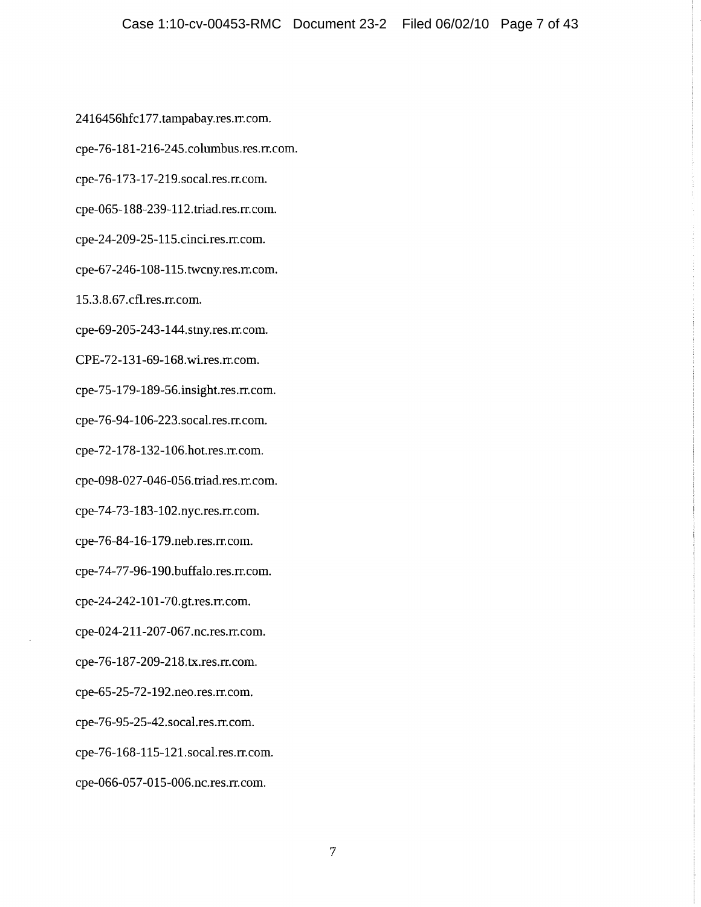2416456hfc177.tampabay.res.rr.com.

cpe-76-181-216-245.columbus.res.rr.com.

cpe-76-173-17-219.socal.res.rr.com.

cpe-065-188-239-112.triad.res.rr.com.

cpe-24-209-25-115.cinci.res.rr.com.

cpe-67-246-108-115.twcny.res.rr.com.

15.3.8.67.cfl.res.rr.com.

cpe-69-205-243-144.stny.res.rr.com.

CPE-72-131-69-168.wi.res.rr.com.

cpe-75-179-189-56.insight.res.rr.com.

cpe-76-94-106-223.socal.res.rr.com.

cpe-72-178-132-106.hot.res.rr.com.

cpe-098-027-046-056.triad.res.rr.com.

cpe-74-73-183-102.nyc.res.rr.com.

cpe-76-84-16-179.neb.res.rr.com.

cpe-74-77-96-190.buffalo.res.rr.com.

cpe-24-242-101-70.gt.res.rr.com.

cpe-024-211-207-067.nc.res.rr.com.

cpe-76-187-209-218.tx.res.rr.com.

cpe-65-25-72-192.neo.res.rr.com.

cpe-76-95-25-42.socal.res.rr.com.

cpe-76-168-115-121.socal.res.rr.com.

cpe-066-057-015-006.nc.res.rr.com.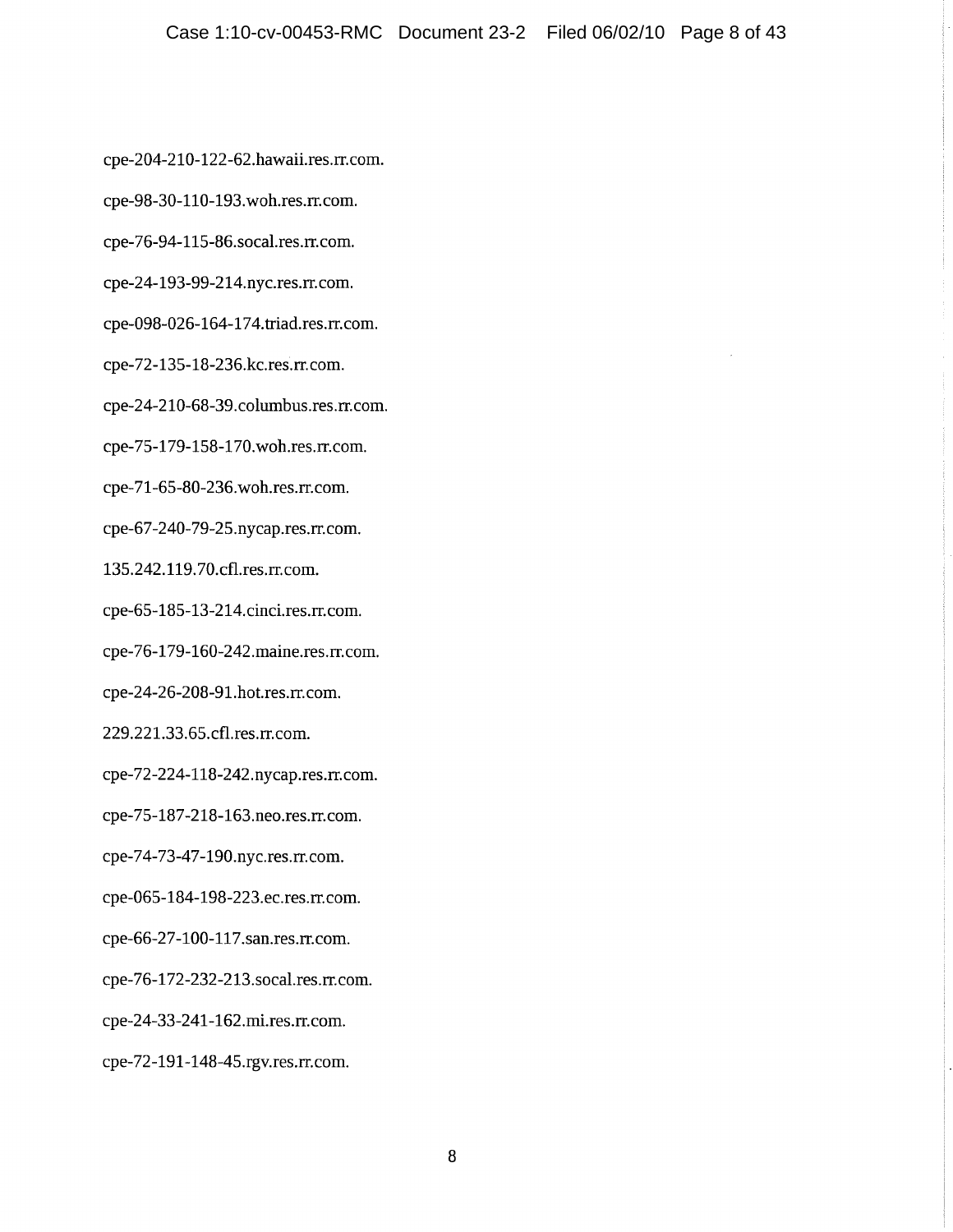cpe-204-210-122-62.hawaii.res.rr.com.

cpe-98-30-110-193.woh.res.rr.com.

cpe-76-94-115-86.socal.res.rr.com.

cpe-24-193-99-214.nyc.res.rr.com.

cpe-098-026-164-174.triad.res.rr.com.

cpe-72-135-18-236.kc.res.rr.com.

cpe-24-210-68-39.columbus.res.rr.com.

cpe-75-179-158-170.woh.res.rr.com.

cpe-71-65-80-236.woh.res.rr.com.

cpe-67-240-79-25.nycap.res.rr.com.

135.242.119.70.cfl.res.rr.com.

cpe-65-185-13-214.cinci.res.rr.com.

cpe-76-179-160-242.maine.res.rr.com.

cpe-24-26-208-91.hot.res.rr.com.

229.221.33.65.cfl.res.rr.com.

cpe-72-224-118-242.nycap.res.rr.com.

cpe-75-187-218-163.neo.res.rr.com.

cpe-74-73-47-190.nyc.res.rr.com.

cpe-065-184-198-223.ec.res.rr.com.

cpe-66-27-100-117.san.res.rr.com.

cpe-76-172-232-213.socal.res.rr.com.

cpe-24-33-241-162.mi.res.rr.com.

cpe-72-191-148-45.rgv.res.rr.com.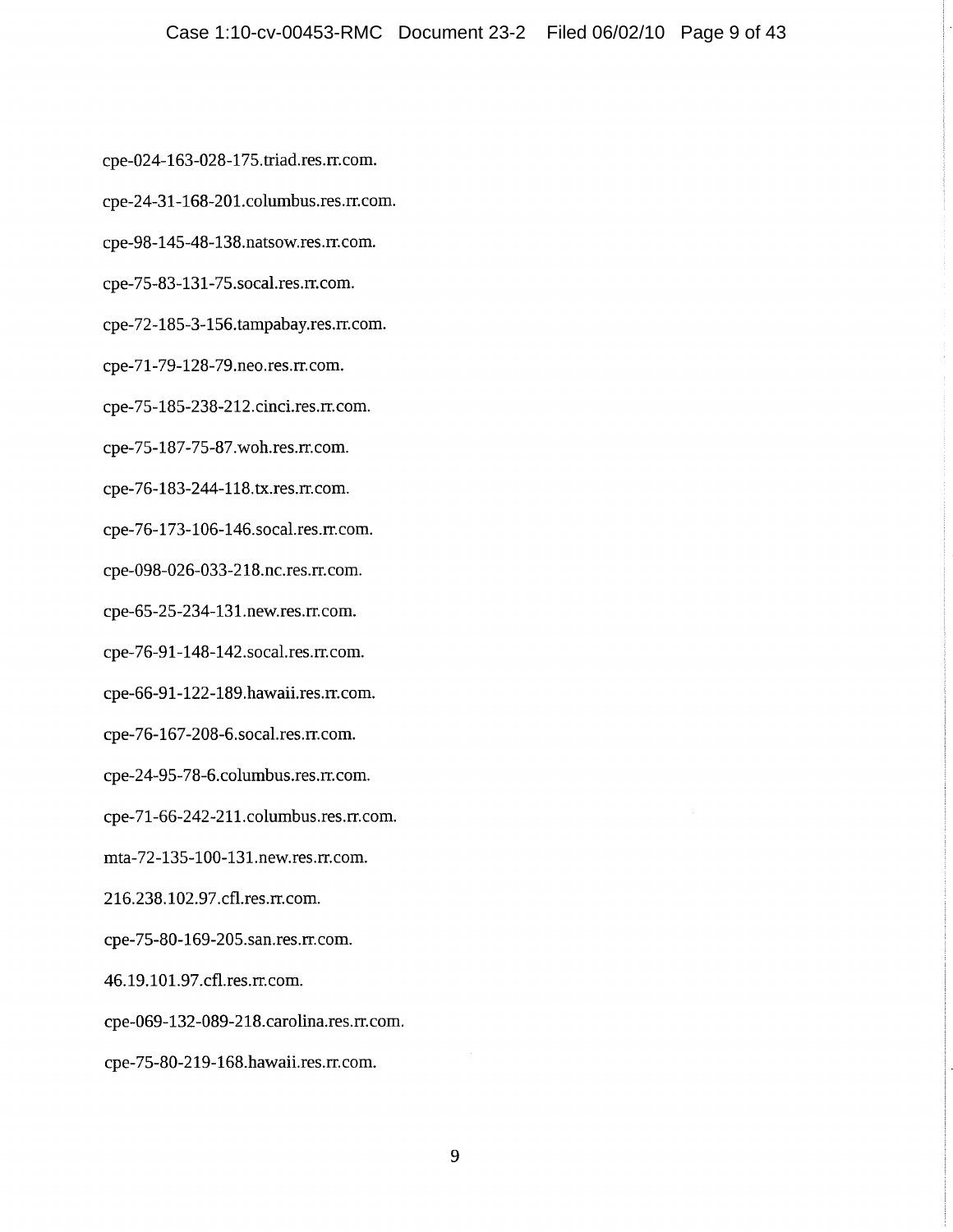cpe-024-163-028-175.triad.res.rr.com.

cpe-24-31-168-201.columbus.res.rr.com.

cpe-98-145-48-138.natsow.res.rr.com.

cpe-75-83-131-75.socal.res.rr.com.

cpe-72-185-3-156.tampabay.res.rr.com.

cpe-71-79-128-79.neo.res.rr.com.

cpe-75-185-238-212.cinci.res.rr.com.

cpe-75-187-75-87.woh.res.rr.com.

cpe-76-183-244-118.tx.res.rr.com.

cpe-76-173-106-146.socal.res.rr.com.

cpe-098-026-033-218.nc.res.rr.com.

cpe-65-25-234-131.new.res.rr.com.

cpe-76-91-148-142.socal.res.rr.com.

cpe-66-91-122-189.hawaii.res.rr.com.

cpe-76-167-208-6.socal.res.rr.com.

cpe-24-95-78-6.columbus.res.rr.com.

cpe-71-66-242-211.columbus.res.rr.com.

mta-72-135-100-131.new.res.rr.com.

216.238.102.97.cfl.res.rr.com.

cpe-75-80-169-205.san.res.rr.com.

46.19.101.97.cfl.res.rr.com.

cpe-069-132-089-218.carolina.res.rr.com.

cpe-75-80-219-168.hawaii.res.rr.com.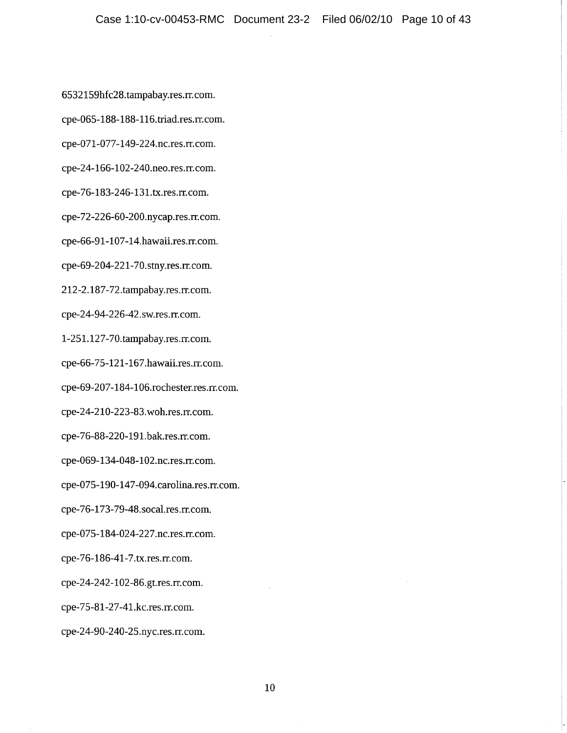6532159hfc28.tampabay.res.rr.com.

cpe-065-188-188-116.triad.res.rr.com.

cpe-071-077-149-224.nc.res.rr.com.

cpe-24-166-102-240.neo.res.rr.com.

cpe-76-183-246-131.tx.res.rr.com.

cpe-72-226-60-200.nycap.res.rr.com.

cpe-66-91-107-14.hawaii.res.rr.com.

cpe-69-204-221-70.stny.res.rr.com.

212-2.187-72.tampabay.res.rr.com.

cpe-24-94-226-42.sw.res.rr.com.

1-251.127-70.tampabay.res.rr.com.

cpe-66-75-121-167.hawaii.res.rr.com.

cpe-69-207-184-106.rochester.res.rr.com.

cpe-24-210-223-83.woh.res.rr.com.

cpe-76-88-220-191.bak.res.rr.com.

cpe-069-134-048-102.nc.res.rr.com.

cpe-075-190-147-094.carolina.res.rr.com.

cpe-76-173-79-48.socal.res.rr.com.

cpe-075-184-024-227.nc.res.rr.com.

cpe-76-186-41-7.tx.res.rr.com.

cpe-24-242-102-86.gt.res.rr.com.

cpe-75-81-27-41.kc.res.rr.com.

cpe-24-90-240-25.nyc.res.rr.com.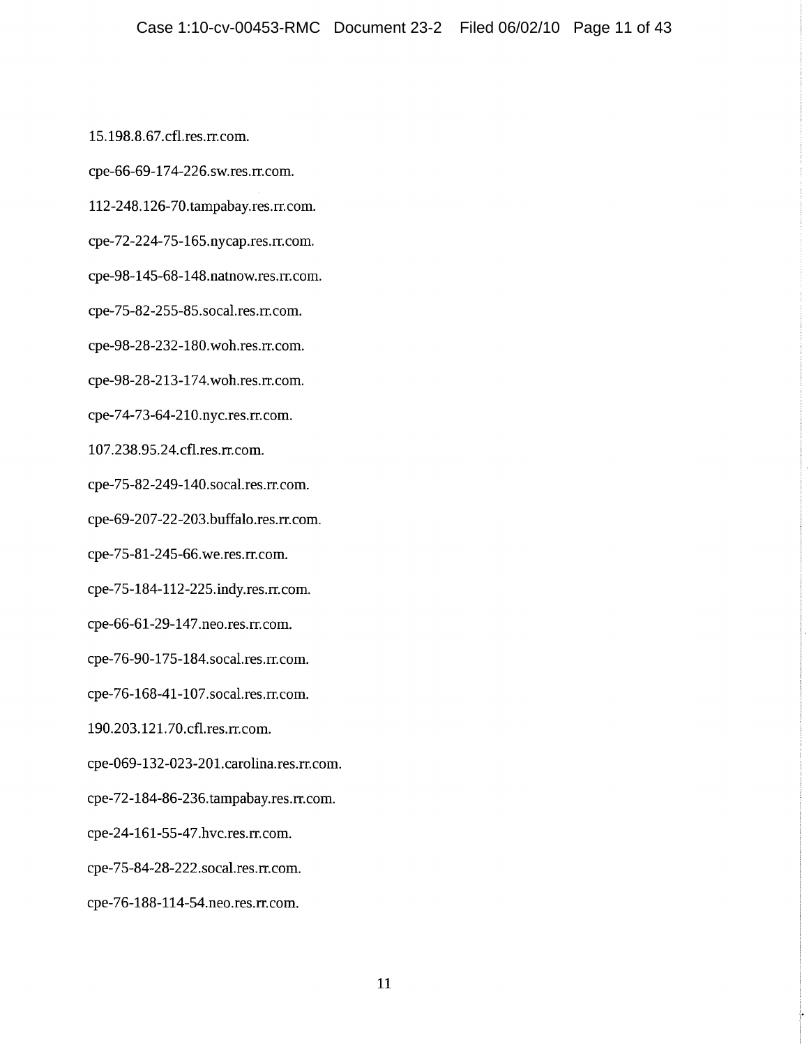15.198.8.67.cfl.res.rr.com.

cpe-66-69-174-226.sw.res.rr.com.

112-248.126-70.tampabay.res.rr.com.

cpe-72-224-75-165.nycap.res.rr.com.

cpe-98-145-68-148.natnow.res.rr.com.

cpe-75-82-255-85.socal.res.rr.com.

cpe-98-28-232-180.woh.res.rr.com.

cpe-98-28-213-174.woh.res.rr.com.

cpe-74-73-64-210.nyc.res.rr.com.

107.238.95.24.cfl.res.rr.com.

cpe-75-82-249-140.socal.res.rr.com.

cpe-69-207-22-203.buffalo.res.rr.com.

cpe-75-81-245-66.we.res.rr.com.

cpe-75-184-112-225.indy.res.rr.com.

cpe-66-61-29-147.neo.res.rr.com.

cpe-76-90-175-184.socal.res.rr.com.

cpe-76-168-41-107.socal.res.rr.com.

190.203.121.70.cfl.res.rr.com.

cpe-069-132-023-201.carolina.res.rr.com.

cpe-72-184-86-236.tampabay.res.rr.com.

cpe-24-161-55-47.hvc.res.rr.com.

cpe-75-84-28-222.socal.res.rr.com.

cpe-76-188-114-54.neo.res.rr.com.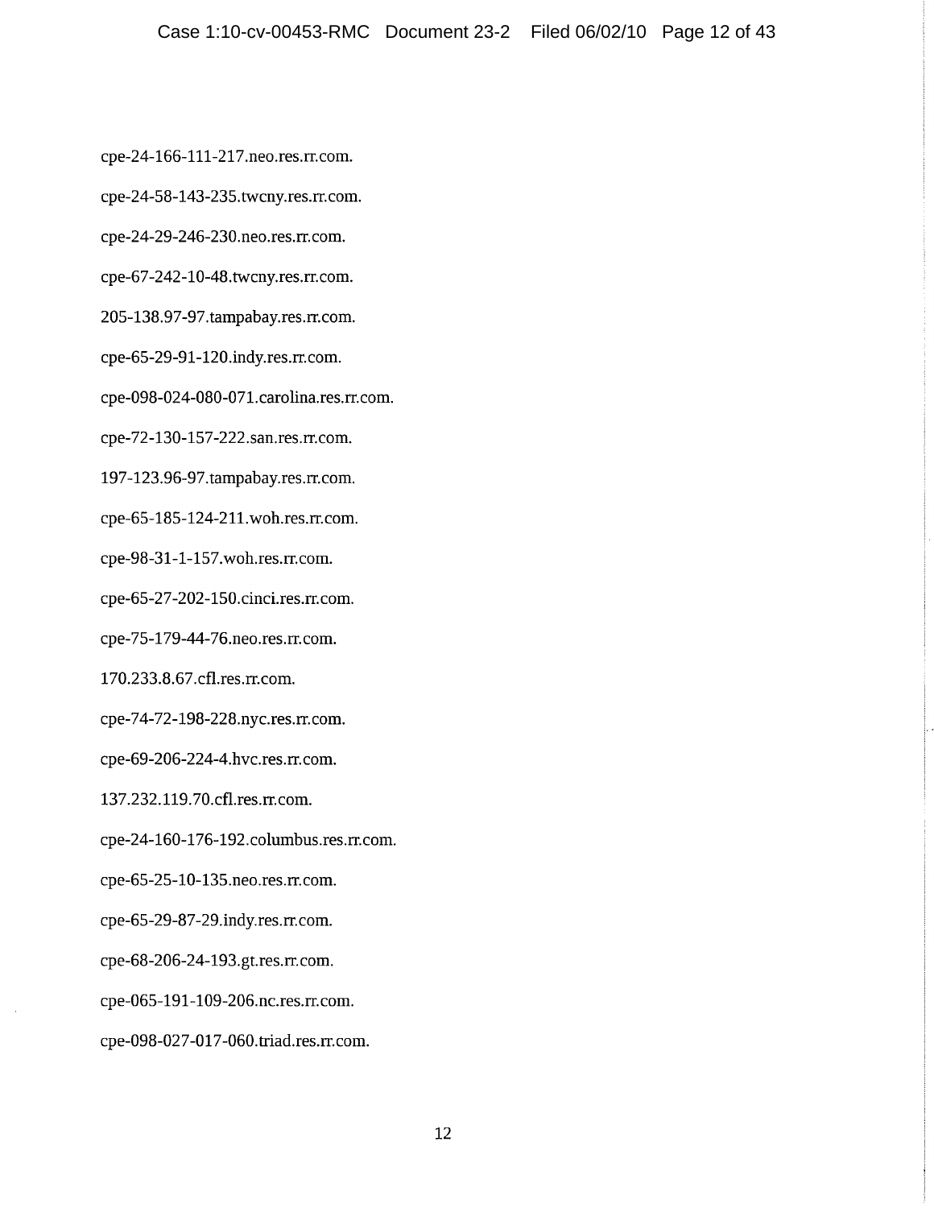cpe-24-166-111-217.neo.res.rr.com.

cpe-24-58-143-235.twcny.res.rr.com.

cpe-24-29-246-230.neo.res.rr.com.

cpe-67-242-10-48.twcny.res.rr.com.

205-138.97-97.tampabay.res.rr.com.

cpe-65-29-91-120.indy.res.rr.com.

cpe-098-024-080-071.carolina.res.rr.com.

cpe-72-130-157-222.san.res.rr.com.

197-123.96-97.tampabay.res.rr.com.

cpe-65-185-124-211.woh.res.rr.com.

cpe-98-31-1-157.woh.res.rr.com.

cpe-65-27-202-150.cinci.res.rr.com.

cpe-75-179-44-76.neo.res.rr.com.

170.233.8.67.cfl.res.rr.com.

cpe-74-72-198-228.nyc.res.rr.com.

cpe-69-206-224-4.hvc.res.rr.com.

137.232.119.70.cfl.res.rr.com.

cpe-24-160-176-192.columbus.res.rr.com.

cpe-65-25-10-135.neo.res.rr.com.

cpe-65-29-87-29.indy.res.rr.com.

cpe-68-206-24-193.gt.res.rr.com.

cpe-065-191-109-206.nc.res.rr.com.

cpe-098-027-017-060.triad.res.rr.com.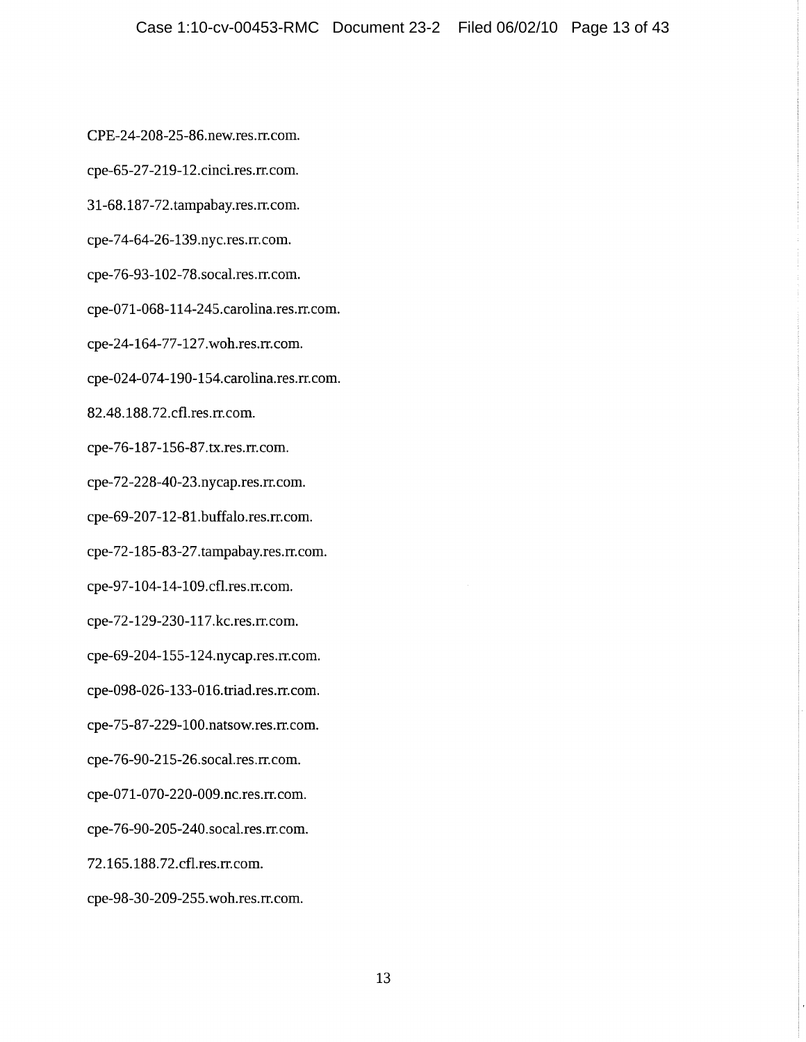CPE-24-208-25-86.new.res.rr.com.

cpe-65-27-219-12.cinci.res.rr.com.

31-68.187-72.tampabay.res.rr.com.

cpe-74-64-26-139.nyc.res.rr.com.

cpe-76-93-102-78.socal.res.rr.com.

cpe-071-068-114-245.carolina.res.rr.com.

cpe-24-164-77-127.woh.res.rr.com.

cpe-024-074-190-154.carolina.res.rr.com.

82.48.188.72.cfl.res.rr.com.

cpe-76-187-156-87.tx.res.rr.com.

cpe-72-228-40-23.nycap.res.rr.com.

cpe-69-207-12-81.buffalo.res.rr.com.

cpe-72-185-83-27.tampabay.res.rr.com.

cpe-97-104-14-109.cfl.res.rr.com.

cpe-72-129-230-117.kc.res.rr.com.

cpe-69-204-155-124.nycap.res.rr.com.

cpe-098-026-133-016.triad.res.rr.com.

cpe-75-87-229-100.natsow.res.rr.com.

cpe-76-90-215-26.socal.res.rr.com.

cpe-071-070-220-009.nc.res.rr.com.

cpe-76-90-205-240.socal.res.rr.com.

72.165.188.72.cfl.res.rr.com.

cpe-98-30-209-255.woh.res.rr.com.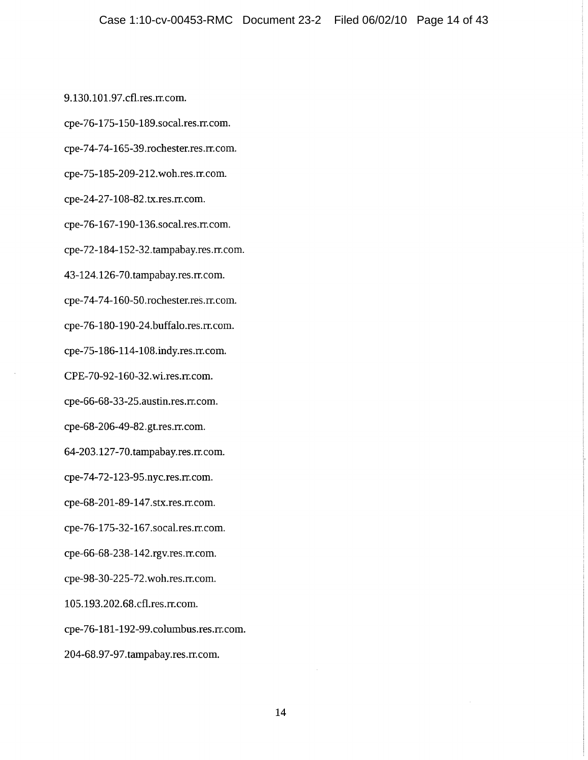9.130.101.97.cfl.res.rr.com.

cpe-76-175-150-189.socal.res.rr.com.

cpe-74-74-165-39.rochester.res.rr.com.

cpe-75-185-209-212.woh.res.rr.com.

cpe-24-27-108-82.tx.res.rr.com.

cpe-76-167-190-136.socal.res.rr.com.

cpe-72-184-152-32.tampabay.res.rr.com.

43-124.126-70.tampabay.res.rr.com.

cpe-74-74-160-50.rochester.res.rr.com.

cpe-76-180-190-24.buffalo.res.rr.com.

cpe-75-186-114-108.indy.res.rr.com.

CPE-70-92-160-32.wi.res.rr.com.

cpe-66-68-33-25.austin.res.rr.com.

cpe-68-206-49-82.gt.res.rr.com.

64-203.127-70.tampabay.res.rr.com.

cpe-74-72-123-95.nyc.res.rr.com.

cpe-68-201-89-147.stx.res.rr.com.

cpe-76-175-32-167.socal.res.rr.com.

cpe-66-68-238-142.rgv.res.rr.com.

cpe-98-30-225-72.woh.res.rr.com.

105.193.202.68.cfl.res.rr.com.

cpe-76-181-192-99.columbus.res.rr.com.

204-68.97-97.tampabay.res.rr.com.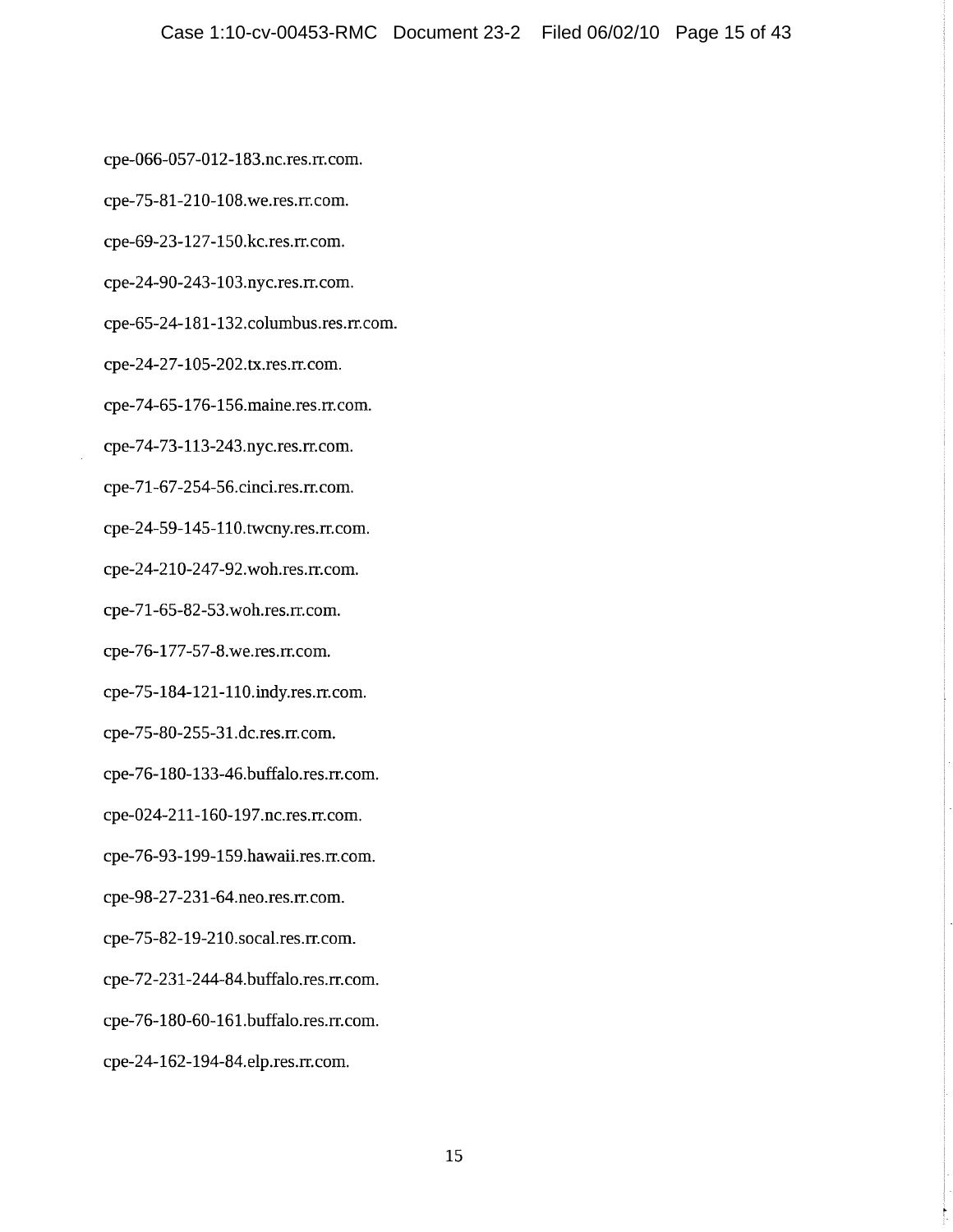cpe-066-057-012-183.nc.res.rr.com.

cpe-75-81-210-108.we.res.rr.com.

cpe-69-23-127-150.kc.res.rr.com.

cpe-24-90-243-103.nyc.res.rr.com.

cpe-65-24-181-132.columbus.res.rr.com.

cpe-24-27-105-202.tx.res.rr.com.

cpe-74-65-176-156.maine.res.rr.com.

cpe-74-73-113-243.nyc.res.rr.com.

cpe-71-67-254-56.cinci.res.rr.com.

cpe-24-59-145-110.twcny.res.rr.com.

cpe-24-210-247-92.woh.res.rr.com.

cpe-71-65-82-53.woh.res.rr.com.

cpe-76-177-57-8.we.res.rr.com.

cpe-75-184-121-110.indy.res.rr.com.

cpe-75-80-255-31.dc.res.rr.com.

cpe-76-180-133-46.buffalo.res.rr.com.

cpe-024-211-160-197.nc.res.rr.com.

cpe-76-93-199-159.hawaii.res.rr.com.

cpe-98-27-231-64.neo.res.rr.com.

cpe-75-82-19-210.socal.res.rr.com.

cpe-72-231-244-84.buffalo.res.rr.com.

cpe-76-180-60-161.buffalo.res.rr.com.

cpe-24-162-194-84.elp.res.rr.com.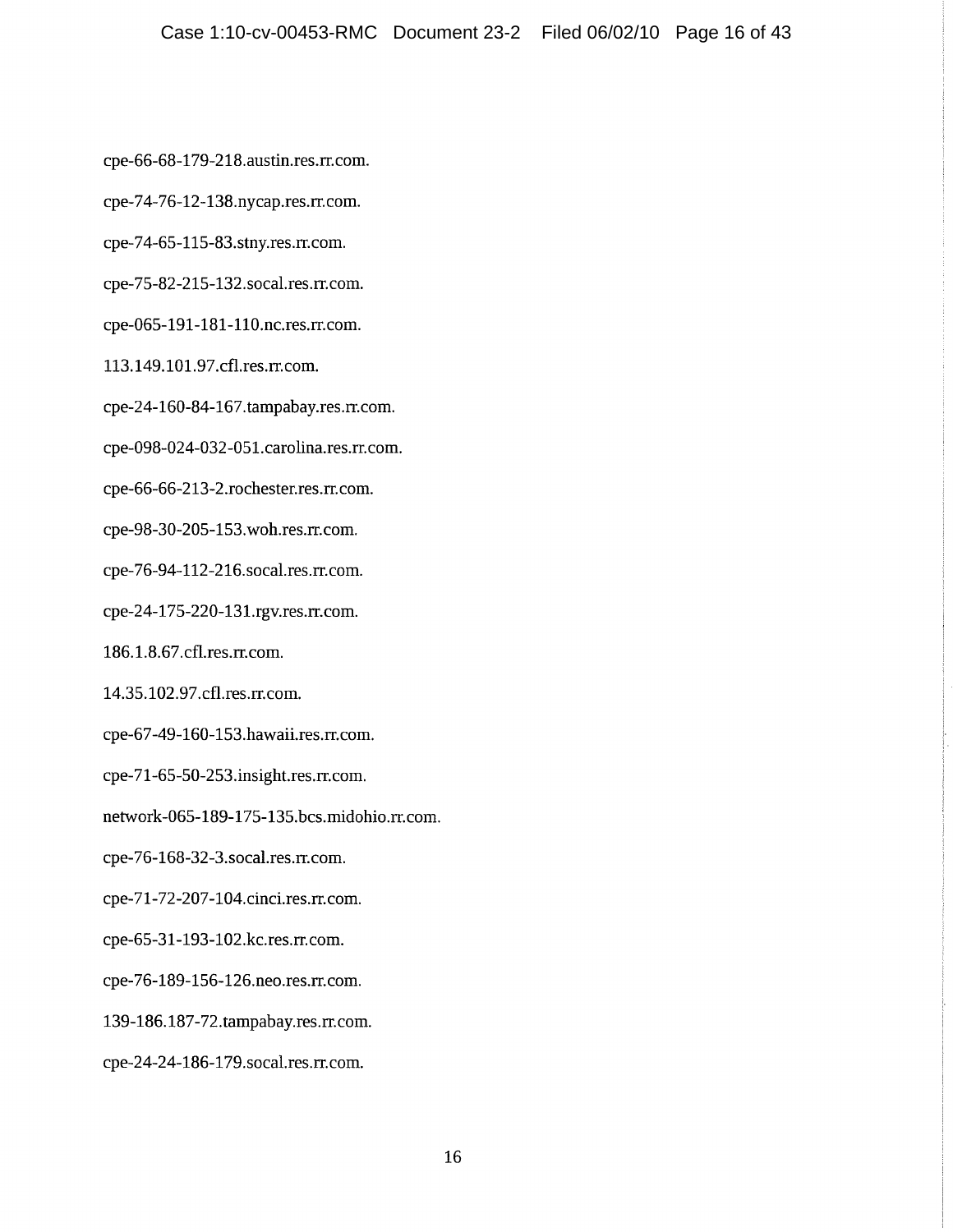cpe-66-68-179-218.austin.res.rr.com.

cpe-74-76-12-138.nycap.res.rr.com.

cpe-74-65-115-83.stny.res.rr.com.

cpe-75-82-215-132.socal.res.rr.com.

cpe-065-191-181-110.nc.res.rr.com.

113.149.101.97.cfl.res.rr.com.

cpe-24-160-84-167.tampabay.res.rr.com.

cpe-098-024-032-051.carolina.res.rr.com.

cpe-66-66-213-2.rochester.res.rr.com.

cpe-98-30-205-153.woh.res.rr.com.

cpe-76-94-112-216.socal.res.rr.com.

cpe-24-175-220-131.rgv.res.rr.com.

186.1.8.67.cfl.res.rr.com.

14.35.102.97.cfl.res.rr.com.

cpe-67-49-160-153.hawaii.res.rr.com.

cpe-71-65-50-253.insight.res.rr.com.

network-065-189-175-135.bcs.midohio.rr.com.

cpe-76-168-32-3.socal.res.rr.com.

cpe-71-72-207-104.cinci.res.rr.com.

cpe-65-31-193-102.kc.res.rr.com.

cpe-76-189-156-126.neo.res.rr.com.

139-186.187-72.tampabay.res.rr.com.

cpe-24-24-186-179.socal.res.rr.com.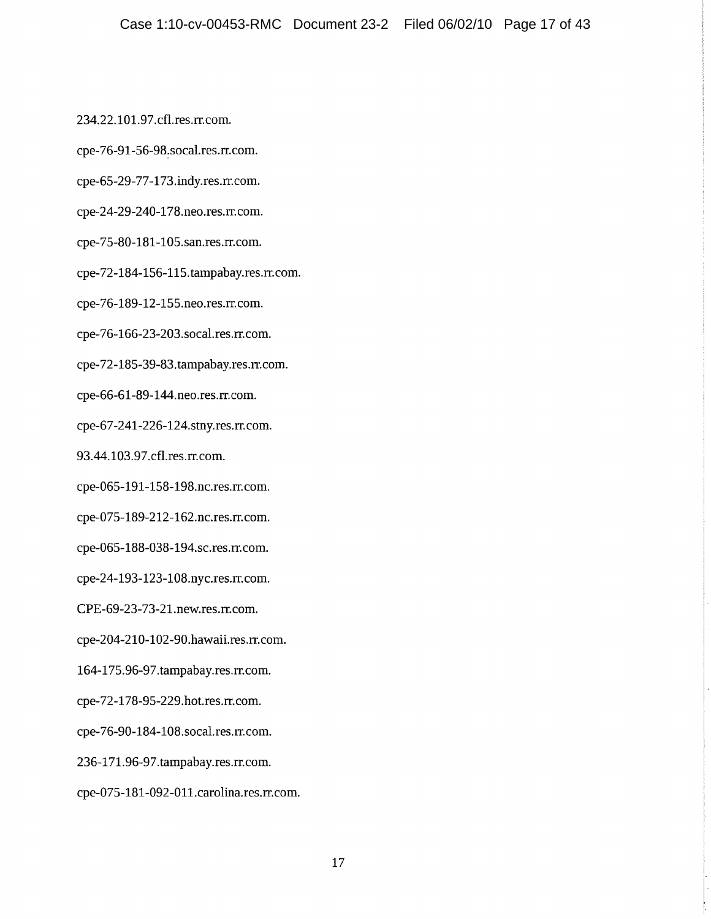234.22.101.97.cfl.res.rr.com.

cpe-76-91-56-98.socal.res.rr.com.

cpe-65-29-77-173.indy.res.rr.com.

cpe-24-29-240-178.neo.res.rr.com.

cpe-75-80-181-105.san.res.rr.com.

cpe-72-184-156-115.tampabay.res.rr.com.

cpe-76-189-12-155.neo.res.rr.com.

cpe-76-166-23-203.socal.res.rr.com.

cpe-72-185-39-83.tampabay.res.rr.com.

cpe-66-61-89-144.neo.res.rr.com.

cpe-67-241-226-124.stny.res.rr.com.

93.44.103.97.cfl.res.rr.com.

cpe-065-191-158-198.nc.res.rr.com.

cpe-075-189-212-162.nc.res.rr.com.

cpe-065-188-038-194.sc.res.rr.com.

cpe-24-193-123-108.nyc.res.rr.com.

CPE-69-23-73-21.new.res.rr.com.

cpe-204-210-102-90.hawaii.res.rr.com.

164-175.96-97.tampabay.res.rr.com.

cpe-72-178-95-229.hot.res.rr.com.

cpe-76-90-184-108.socal.res.rr.com.

236-171.96-97.tampabay.res.rr.com.

cpe-075-181-092-011.carolina.res.rr.com.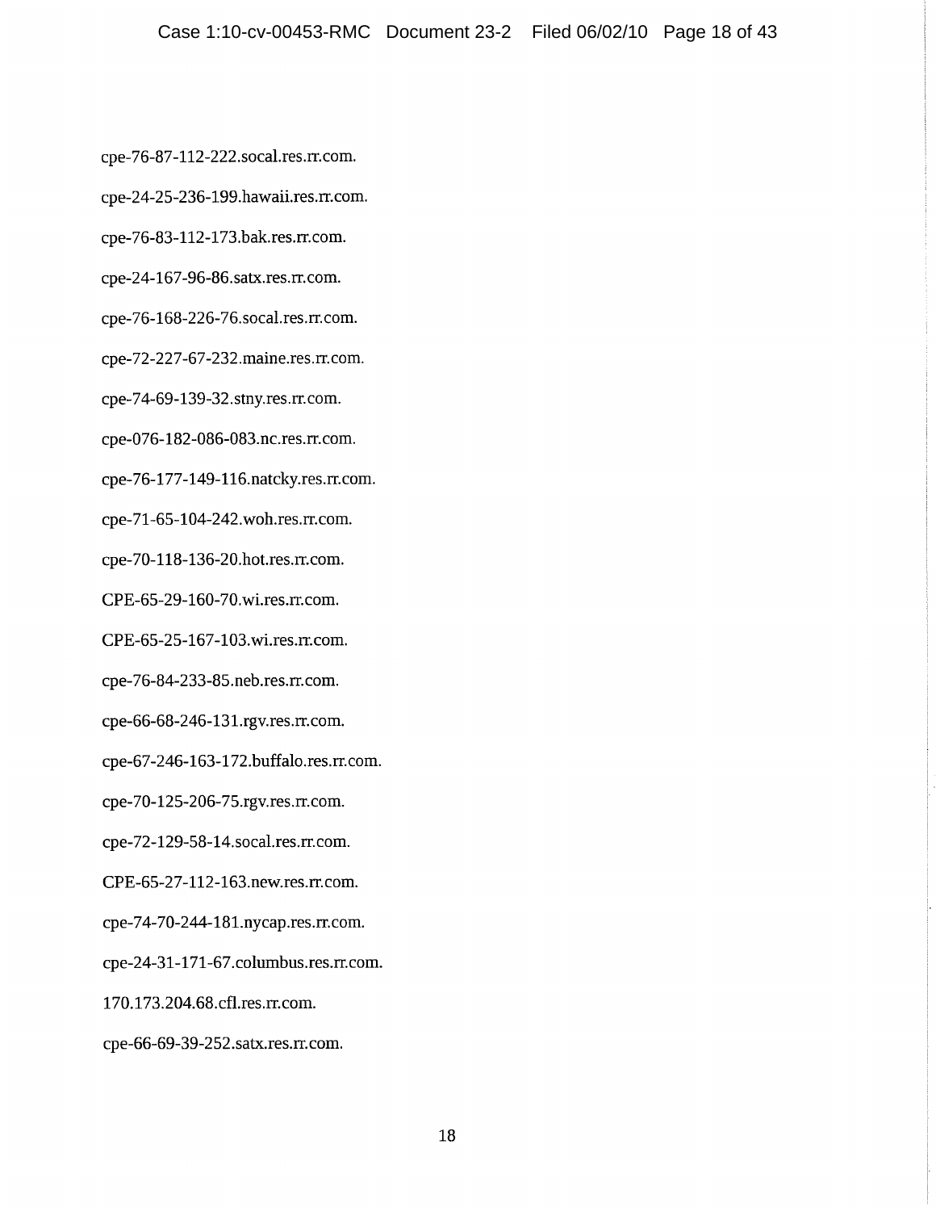cpe-76-87-112-222.socal.res.rr.com.

cpe-24-25-236-199.hawaii.res.rr.com.

cpe-76-83-112-173.bak.res.rr.com.

cpe-24-167-96-86.satx.res.rr.com.

cpe-76-168-226-76.socal.res.rr.com.

cpe-72-227-67-232.maine.res.rr.com.

cpe-74-69-139-32.stny.res.rr.com.

cpe-076-182-086-083.nc.res.rr.com.

cpe-76-177-149-116.natcky.res.rr.com.

cpe-71-65-104-242.woh.res.rr.com.

cpe-70-118-136-20.hot.res.rr.com.

CPE-65-29-160-70.wi.res.rr.com.

CPE-65-25-167-103.wi.res.rr.com.

cpe-76-84-233-85.neb.res.rr.com.

cpe-66-68-246-131.rgv.res.rr.com.

cpe-67-246-163-172.buffalo.res.rr.com.

cpe-70-125-206-75.rgv.res.rr.com.

cpe-72-129-58-14.socal.res.rr.com.

CPE-65-27-112-163.new.res.rr.com.

cpe-74-70-244-181.nycap.res.rr.com.

cpe-24-31-171-67.columbus.res.rr.com.

170.173.204.68.cfl.res.rr.com.

cpe-66-69-39-252.satx.res.rr.com.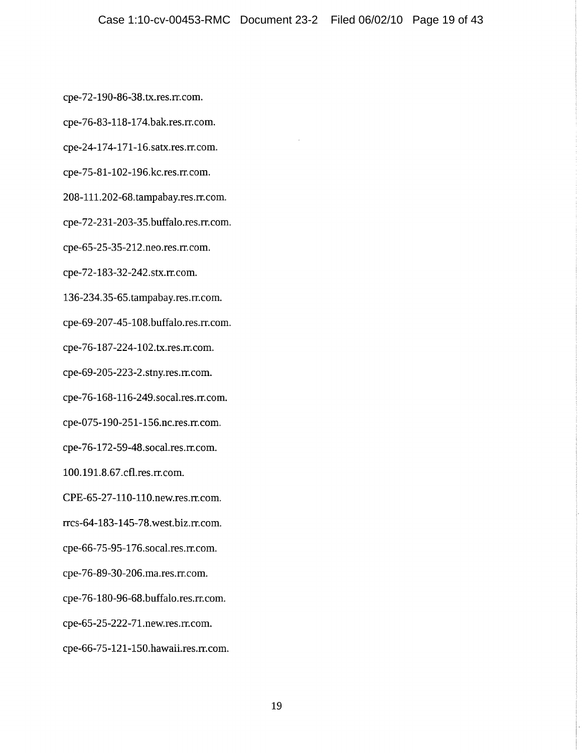cpe-72-190-86-38.tx.res.rr.com.

cpe-76-83-118-174.bak.res.rr.com.

cpe-24-174-171-16.satx.res.rr.com.

cpe-75-81-102-196.kc.res.rr.com.

208-111.202-68.tampabay.res.rr.com.

cpe-72-231-203-35.buffalo.res.rr.com.

cpe-65-25-35-212.neo.res.rr.com.

cpe-72-183-32-242.stx.rr.com.

136-234.35-65.tampabay.res.rr.com.

cpe-69-207-45-108.buffalo.res.rr.com.

cpe-76-187-224-102.tx.res.rr.com.

cpe-69-205-223-2.stny.res.rr.com.

cpe-76-168-116-249.socal.res.rr.com.

cpe-075-190-251-156.nc.res.rr.com.

cpe-76-172-59-48.socal.res.rr.com.

100.191.8.67.cfl.res.rr.com.

CPE-65-27-110-110.new.res.rr.com.

rrcs-64-183-145-78.west.biz.rr.com.

cpe-66-75-95-176.socal.res.rr.com.

cpe-76-89-30-206.ma.res.rr.com.

cpe-76-180-96-68.buffalo.res.rr.com.

cpe-65-25-222-71.new.res.rr.com.

cpe-66-75-121-150.hawaii.res.rr.com.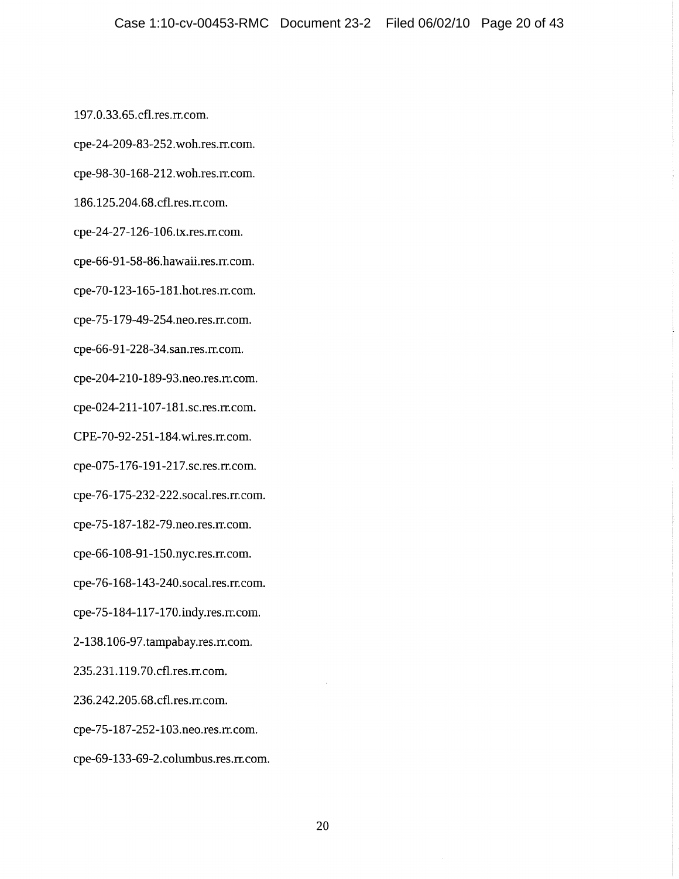197.0.33.65.cfl.res.rr.com.

cpe-24-209-83-252.woh.res.rr.com.

cpe-98-30-168-212.woh.res.rr.com.

186.125.204.68.cfl.res.rr.com.

cpe-24-27-126-106.tx.res.rr.com.

cpe-66-91-58-86.hawaii.res.rr.com.

cpe-70-123-165-181.hot.res.rr.com.

cpe-75-179-49-254.neo.res.rr.com.

cpe-66-91-228-34.san.res.rr.com.

cpe-204-210-189-93.neo.res.rr.com.

cpe-024-211-107-181.sc.res.rr.com.

CPE-70-92-251-184.wi.res.rr.com.

cpe-075-176-191-217.sc.res.rr.com.

cpe-76-175-232-222.socal.res.rr.com.

cpe-75-187-182-79.neo.res.rr.com.

cpe-66-108-91-150.nyc.res.rr.com.

cpe-76-168-143-240.socal.res.rr.com.

cpe-75-184-117-170.indy.res.rr.com.

2-138.106-97.tampabay.res.rr.com.

235.231.119.70.cfl.res.rr.com.

236.242.205.68.cfl.res.rr.com.

cpe-75-187-252-103.neo.res.rr.com.

cpe-69-133-69-2.columbus.res.rr.com.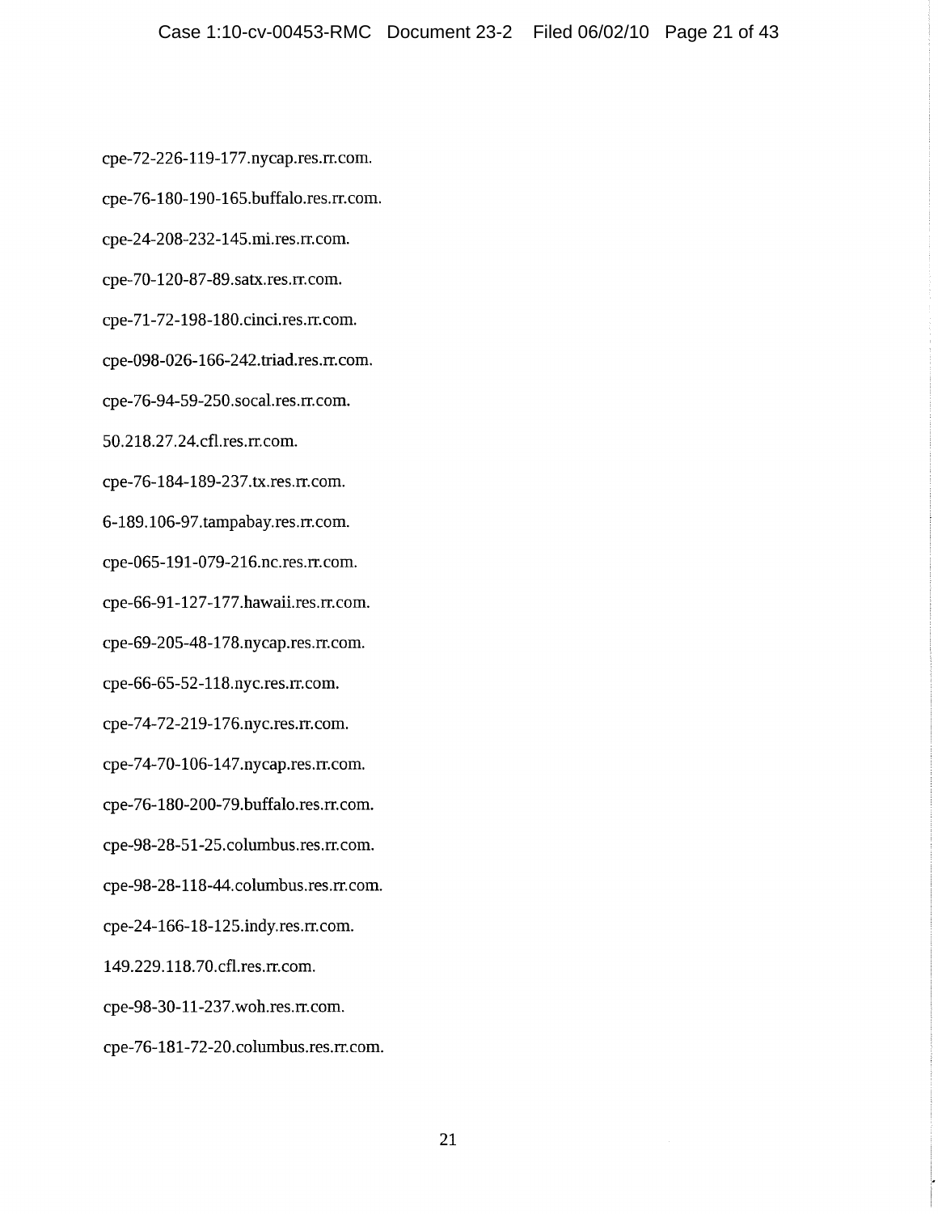cpe-72-226-119-177.nycap.res.rr.com.

cpe-76-180-190-165.buffalo.res.rr.com.

cpe-24-208-232-145.mi.res.rr.com.

cpe-70-120-87-89.satx.res.rr.com.

cpe-71-72-198-180.cinci.res.rr.com.

cpe-098-026-166-242.triad.res.rr.com.

cpe-76-94-59-250.socal.res.rr.com.

50.218.27.24.cfl.res.rr.com.

cpe-76-184-189-237.tx.res.rr.com.

6-189.106-97.tampabay.res.rr.com.

cpe-065-191-079-216.nc.res.rr.com.

cpe-66-91-127-177.hawaii.res.rr.com.

cpe-69-205-48-178.nycap.res.rr.com.

cpe-66-65-52-118.nyc.res.rr.com.

cpe-74-72-219-176.nyc.res.rr.com.

cpe-74-70-106-147.nycap.res.rr.com.

cpe-76-180-200-79.buffalo.res.rr.com.

cpe-98-28-51-25.columbus.res.rr.com.

cpe-98-28-118-44.columbus.res.rr.com.

cpe-24-166-18-125.indy.res.rr.com.

149.229.118.70.cfl.res.rr.com.

cpe-98-30-11-237.woh.res.rr.com.

cpe-76-181-72-20.columbus.res.rr.com.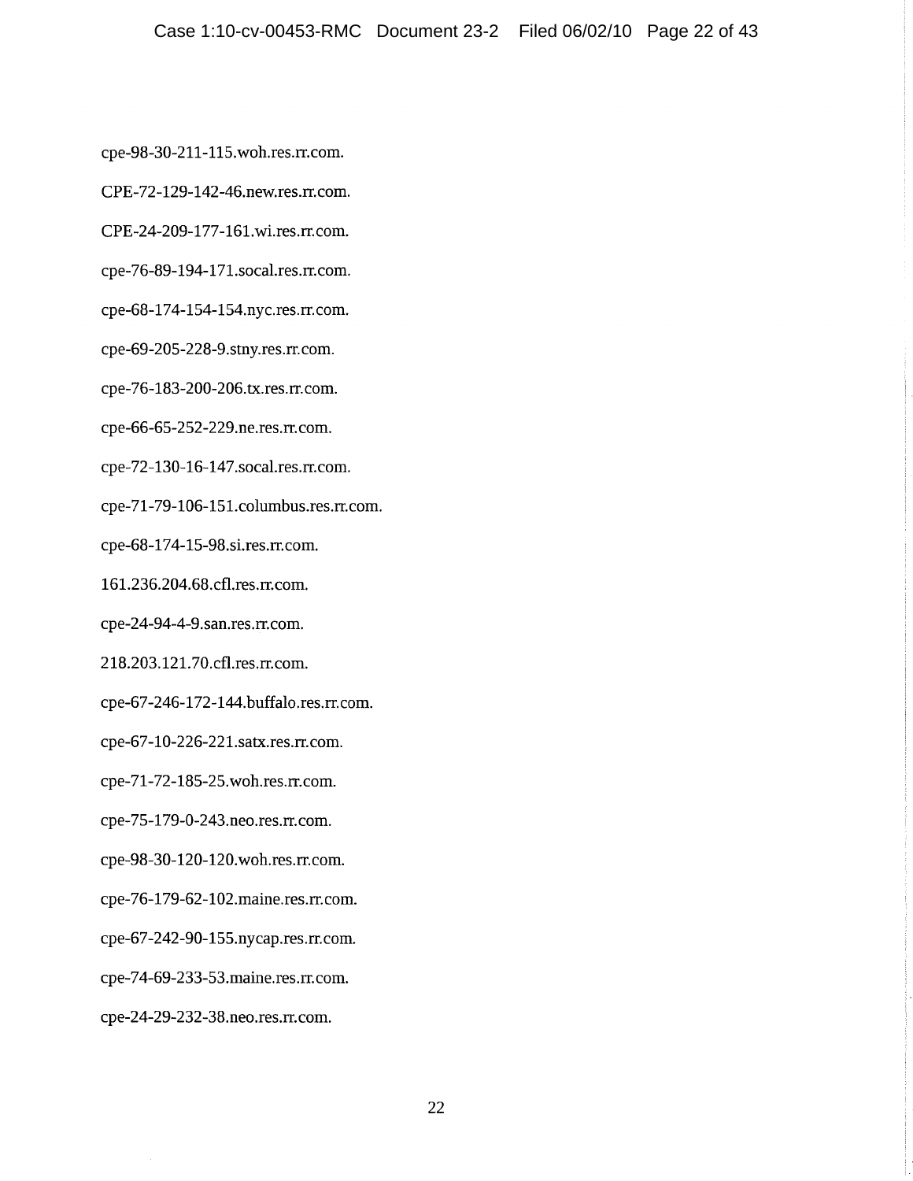cpe-98-30-211-115.woh.res.rr.com.

CPE-72-129-142-46.new.res.rr.com.

CPE-24-209-177-161.wi.res.rr.com.

cpe-76-89-194-171.socal.res.rr.com.

cpe-68-174-154-154.nyc.res.rr.com.

cpe-69-205-228-9.stny.res.rr.com.

cpe-76-183-200-206.tx.res.rr.com.

cpe-66-65-252-229.ne.res.rr.com.

cpe-72-130-16-147.socal.res.rr.com.

cpe-71-79-106-151.columbus.res.rr.com.

cpe-68-174-15-98.si.res.rr.com.

161.236.204.68.cfl.res.rr.com.

cpe-24-94-4-9.san.res.rr.com.

218.203.121.70.cfl.res.rr.com.

cpe-67-246-172-144.buffalo.res.rr.com.

cpe-67-10-226-221.satx.res.rr.com.

cpe-71-72-185-25.woh.res.rr.com.

cpe-75-179-0-243.neo.res.rr.com.

cpe-98-30-120-120.woh.res.rr.com.

cpe-76-179-62-102.maine.res.rr.com.

cpe-67-242-90-155.nycap.res.rr.com.

cpe-74-69-233-53.maine.res.rr.com.

cpe-24-29-232-38.neo.res.rr.com.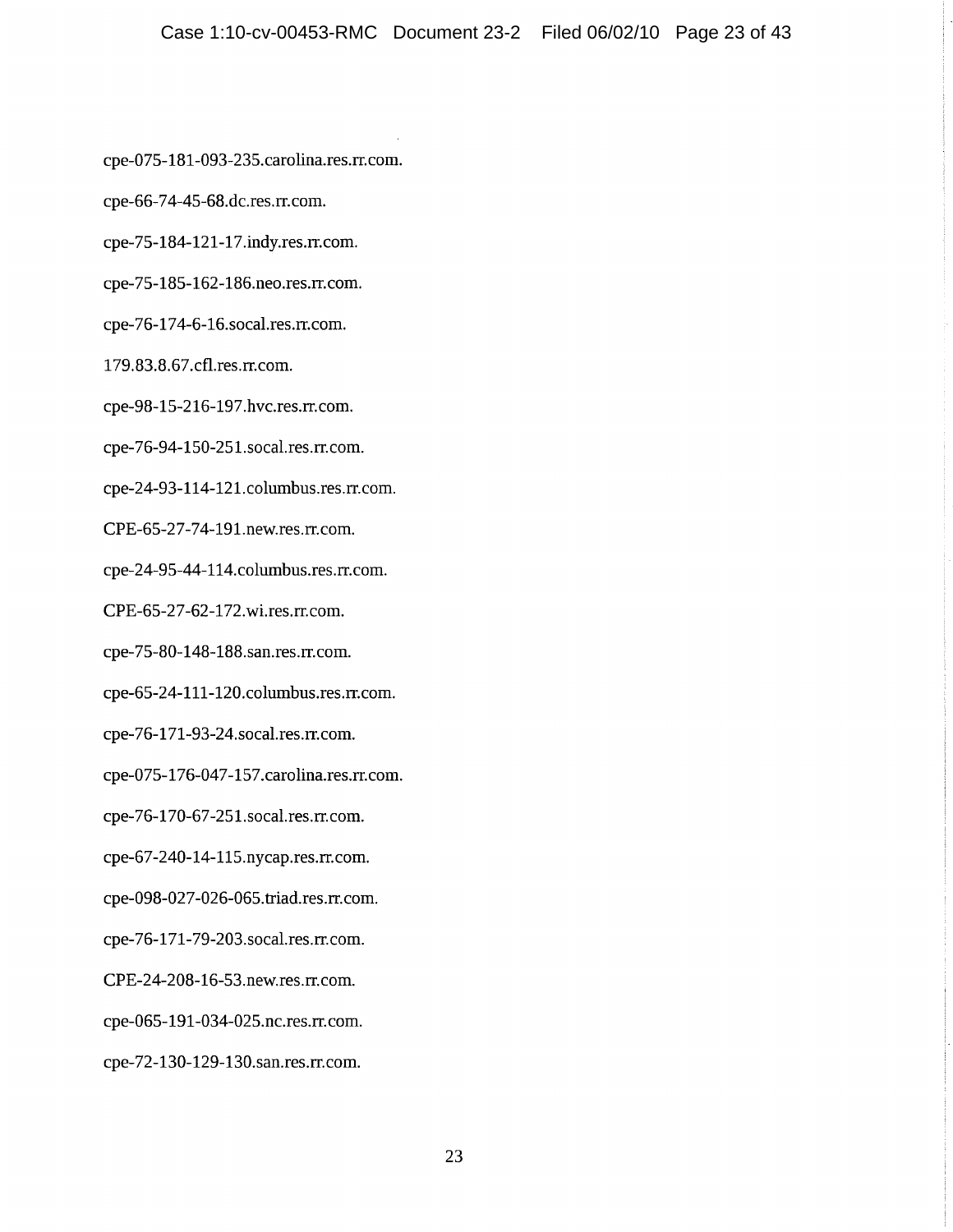cpe-075-181-093-235.carolina.res.rr.com.

cpe-66-74-45-68.dc.res.rr.com.

cpe-75-184-121-17.indy.res.rr.com.

cpe-75-185-162-186.neo.res.rr.com.

cpe-76-174-6-16.socal.res.rr.com.

179.83.8.67.cfl.res.rr.com.

cpe-98-15-216-197.hvc.res.rr.com.

cpe-76-94-150-251.socal.res.rr.com.

cpe-24-93-114-121.columbus.res.rr.com.

CPE-65-27-74-191.new.res.rr.com.

cpe-24-95-44-114.columbus.res.rr.com.

CPE-65-27-62-172.wi.res.rr.com.

cpe-75-80-148-188.san.res.rr.com.

cpe-65-24-111-120.columbus.res.rr.com.

cpe-76-171-93-24.socal.res.rr.com.

cpe-075-176-047-157.carolina.res.rr.com.

cpe-76-170-67-251.socal.res.rr.com.

cpe-67-240-14-115.nycap.res.rr.com.

cpe-098-027-026-065.triad.res.rr.com.

cpe-76-171-79-203.socal.res.rr.com.

CPE-24-208-16-53.new.res.rr.com.

cpe-065-191-034-025.nc.res.rr.com.

cpe-72-130-129-130.san.res.rr.com.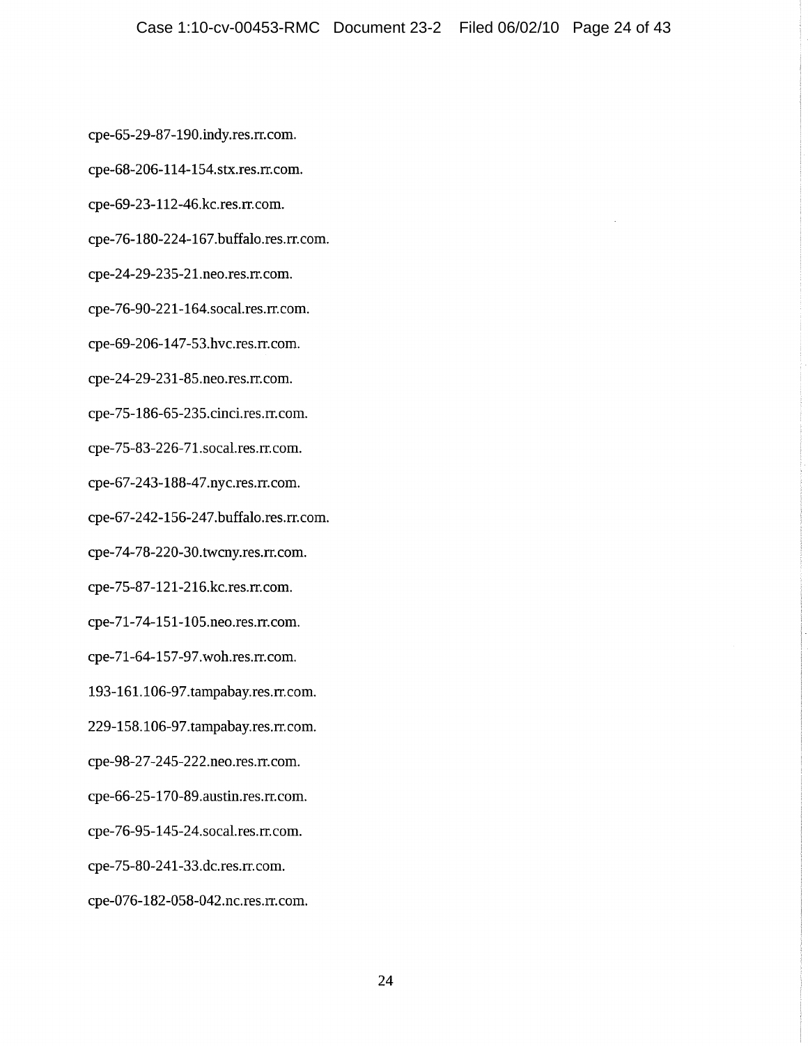cpe-65-29-87-190.indy.res.rr.com.

cpe-68-206-114-154.stx.res.rr.com.

cpe-69-23-112-46.kc.res.rr.com.

cpe-76-180-224-167.buffalo.res.rr.com.

cpe-24-29-235-21.neo.res.rr.com.

cpe-76-90-221-164.socal.res.rr.com.

cpe-69-206-147-53.hvc.res.rr.com.

cpe-24-29-231-85.neo.res.rr.com.

cpe-75-186-65-235.cinci.res.rr.com.

cpe-75-83-226-71.socal.res.rr.com.

cpe-67-243-188-47.nyc.res.rr.com.

cpe-67-242-156-247.buffalo.res.rr.com.

cpe-74-78-220-30.twcny.res.rr.com.

cpe-75-87-121-216.kc.res.rr.com.

cpe-71-74-151-105.neo.res.rr.com.

cpe-71-64-157-97.woh.res.rr.com.

193-161.106-97.tampabay.res.rr.com.

229-158.106-97.tampabay.res.rr.com.

cpe-98-27-245-222.neo.res.rr.com.

cpe-66-25-170-89.austin.res.rr.com.

cpe-76-95-145-24.socal.res.rr.com.

cpe-75-80-241-33.dc.res.rr.com.

cpe-076-182-058-042.nc.res.rr.com.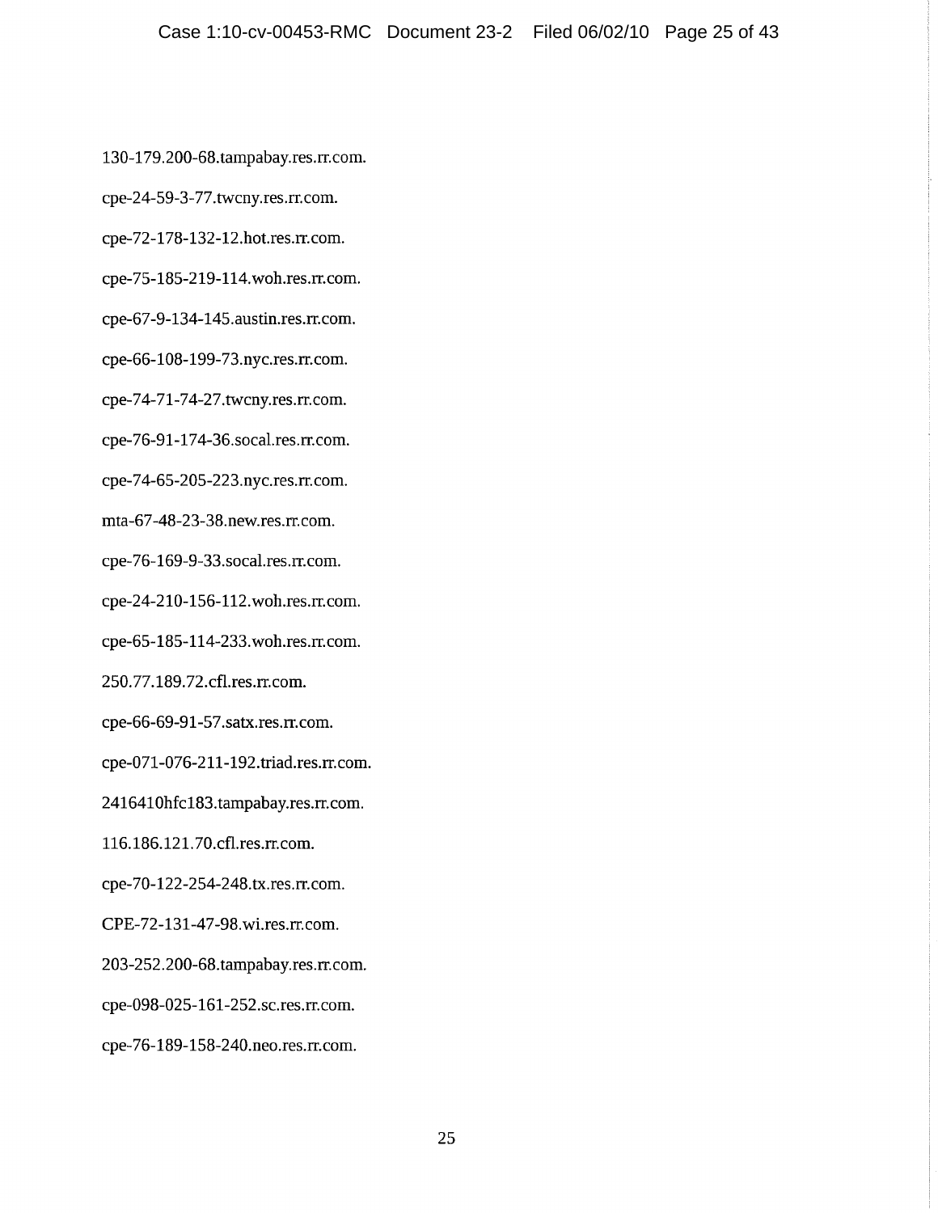130-179.200-68.tampabay.res.rr.com.

cpe-24-59-3-77.twcny.res.rr.com.

cpe-72-178-132-12.hot.res.rr.com.

cpe-75-185-219-114.woh.res.rr.com.

cpe-67-9-134-145.austin.res.rr.com.

cpe-66-108-199-73.nyc.res.rr.com.

cpe-74-71-74-27.twcny.res.rr.com.

cpe-76-91-174-36.socal.res.rr.com.

cpe-74-65-205-223.nyc.res.rr.com.

mta-67-48-23-38.new.res.rr.com.

cpe-76-169-9-33.socal.res.rr.com.

cpe-24-210-156-112.woh.res.rr.com.

cpe-65-185-114-233.woh.res.rr.com.

250.77.189.72.cfl.res.rr.com.

cpe-66-69-91-57.satx.res.rr.com.

cpe-071-076-211-192.triad.res.rr.com.

2416410hfc183.tampabay.res.rr.com.

116.186.121.70.cfl.res.rr.com.

cpe-70-122-254-248.tx.res.rr.com.

CPE-72-131-47-98.wi.res.rr.com.

203-252.200-68.tampabay.res.rr.com.

cpe-098-025-161-252.sc.res.rr.com.

cpe-76-189-158-240.neo.res.rr.com.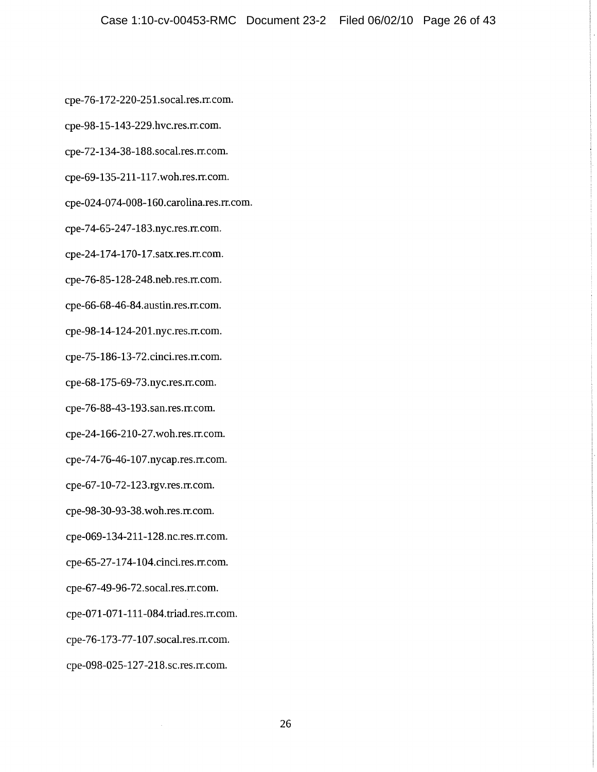cpe-76-172-220-251.socal.res.rr.com.

cpe-98-15-143-229.hvc.res.rr.com.

cpe-72-134-38-188.socal.res.rr.com.

cpe-69-135-211-117.woh.res.rr.com.

cpe-024-074-008-160.carolina.res.rr.com.

cpe-74-65-247-183.nyc.res.rr.com.

cpe-24-174-170-17.satx.res.rr.com.

cpe-76-85-128-248.neb.res.rr.com.

cpe-66-68-46-84.austin.res.rr.com.

cpe-98-14-124-201.nyc.res.rr.com.

cpe-75-186-13-72.cinci.res.rr.com.

cpe-68-175-69-73.nyc.res.rr.com.

cpe-76-88-43-193.san.res.rr.com.

cpe-24-166-210-27.woh.res.rr.com.

cpe-74-76-46-107.nycap.res.rr.com.

cpe-67-10-72-123.rgv.res.rr.com.

cpe-98-30-93-38.woh.res.rr.com.

cpe-069-134-211-128.nc.res.rr.com.

cpe-65-27-174-104.cinci.res.rr.com.

cpe-67-49-96-72.socal.res.rr.com.

cpe-071-071-111-084.triad.res.rr.com.

cpe-76-173-77-107.socal.res.rr.com.

cpe-098-025-127-218.sc.res.rr.com.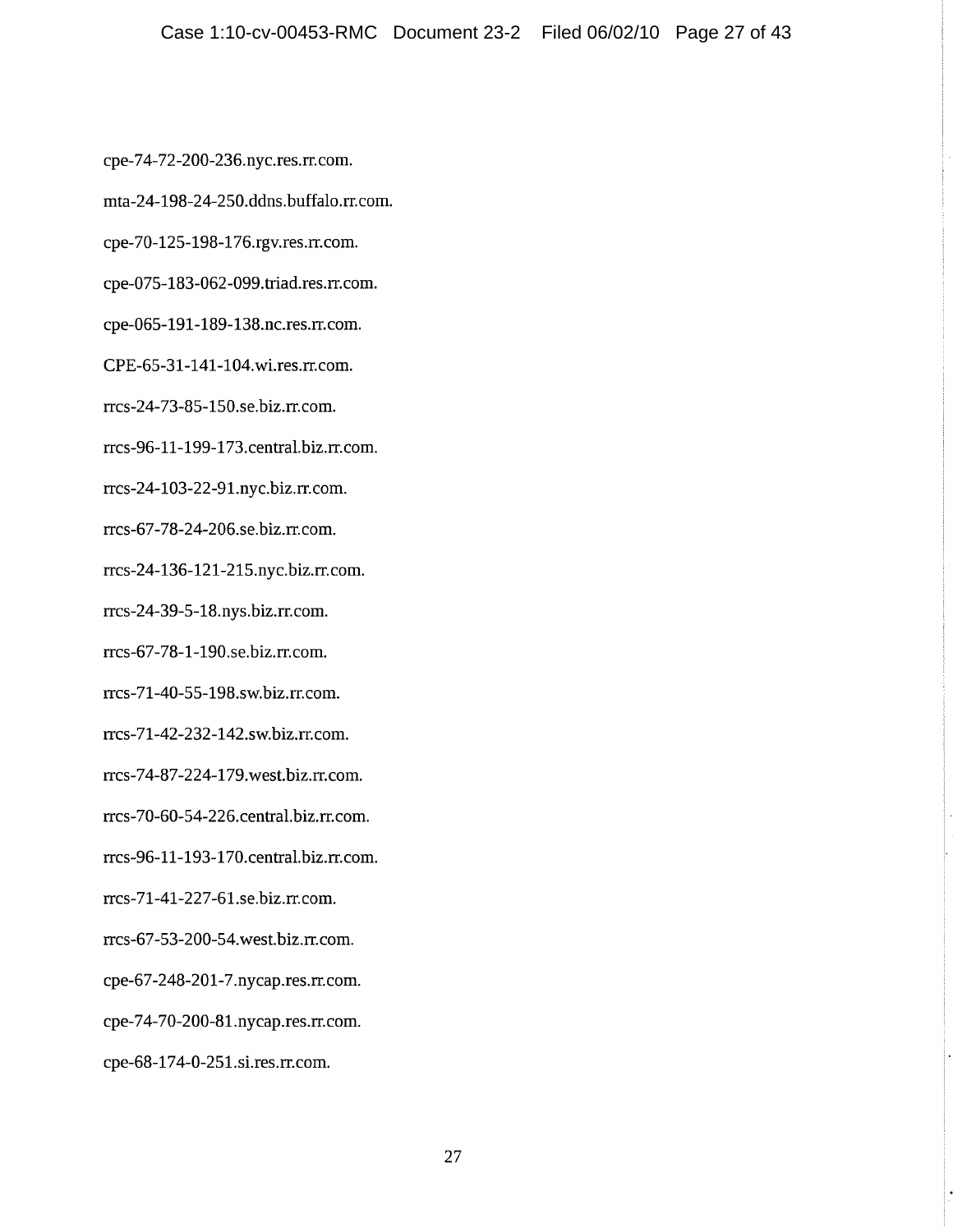cpe-74-72-200-236.nyc.res.rr.com.

mta-24-198-24-250.ddns.buffalo.rr.com.

cpe-70-125-198-176.rgv.res.rr.com.

cpe-075-183-062-099.triad.res.rr.com.

cpe-065-191-189-138.nc.res.rr.com.

CPE-65-31-141-104.wi.res.rr.com.

rrcs-24-73-85-150.se.biz.rr.com.

rrcs-96-11-199-173.central.biz.rr.com.

rrcs-24-103-22-91.nyc.biz.rr.com.

rrcs-67-78-24-206.se.biz.rr.com.

rrcs-24-136-121-215.nyc.biz.rr.com.

rrcs-24-39-5-18.nys.biz.rr.com.

rrcs-67-78-1-190.se.biz.rr.com.

rrcs-71-40-55-198.sw.biz.rr.com.

rrcs-71-42-232-142.sw.biz.rr.com.

rrcs-74-87-224-179.west.biz.rr.com.

rrcs-70-60-54-226.central.biz.rr.com.

rrcs-96-11-193-170.central.biz.rr.com.

rrcs-71-41-227-61.se.biz.rr.com.

rrcs-67-53-200-54.west.biz.rr.com.

cpe-67-248-201-7.nycap.res.rr.com.

cpe-74-70-200-81.nycap.res.rr.com.

cpe-68-174-0-251.si.res.rr.com.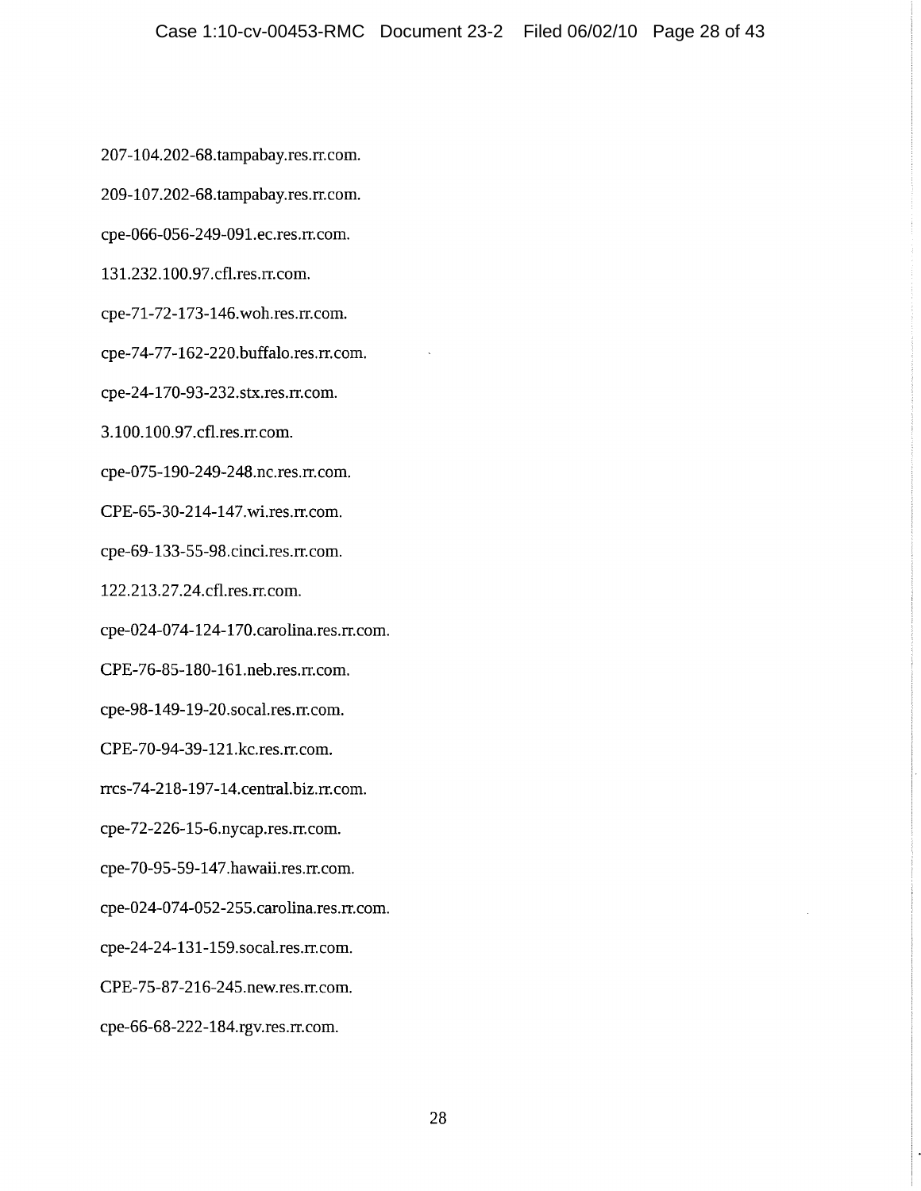207-104.202-68.tampabay.res.rr.com.

209-107.202-68.tampabay.res.rr.com.

cpe-066-056-249-091.ec.res.rr.com.

131.232.100.97.cfl.res.rr.com.

cpe-71-72-173-146.woh.res.rr.com.

cpe-74-77-162-220.buffalo.res.rr.com.

cpe-24-170-93-232.stx.res.rr.com.

3.100.100.97.cfl.res.rr.com.

cpe-075-190-249-248.nc.res.rr.com.

CPE-65-30-214-147.wi.res.rr.com.

cpe-69-133-55-98.cinci.res.rr.com.

122.213.27.24.cfl.res.rr.com.

cpe-024-074-124-170.carolina.res.rr.com.

CPE-76-85-180-161.neb.res.rr.com.

cpe-98-149-19-20.socal.res.rr.com.

CPE-70-94-39-121.kc.res.rr.com.

rrcs-74-218-197-14.central.biz.rr.com.

cpe-72-226-15-6.nycap.res.rr.com.

cpe-70-95-59-147.hawaii.res.rr.com.

cpe-024-074-052-255.carolina.res.rr.com.

cpe-24-24-131-159.socal.res.rr.com.

CPE-75-87-216-245.new.res.rr.com.

cpe-66-68-222-184.rgv.res.rr.com.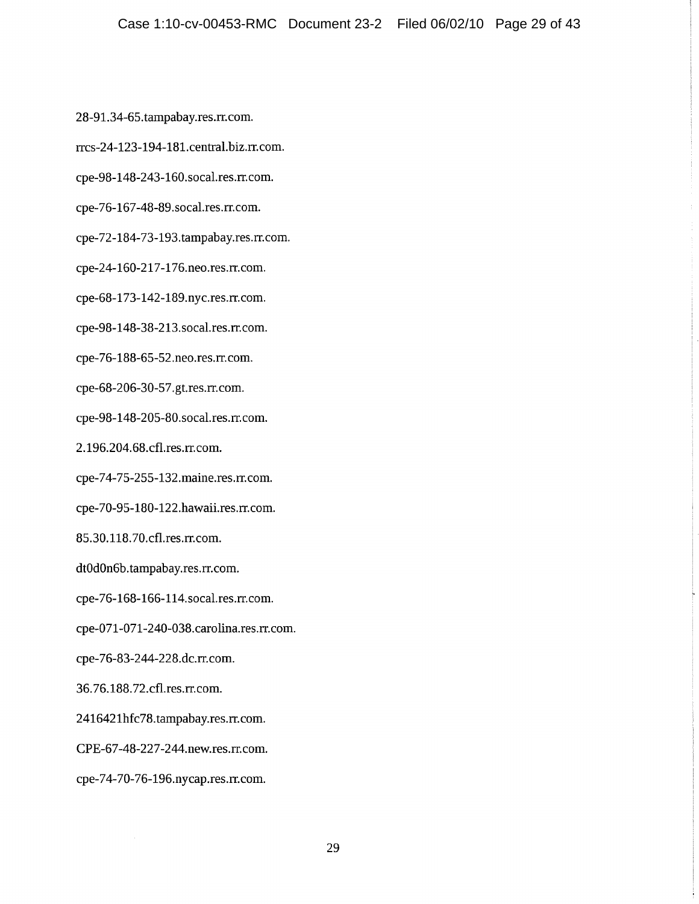28-91.34-65.tampabay.res.rr.com.

rrcs-24-123-194-181.central.biz.rr.com.

cpe-98-148-243-160.socal.res.rr.com.

cpe-76-167-48-89.socal.res.rr.com.

cpe-72-184-73-193.tampabay.res.rr.com.

cpe-24-160-217-176.neo.res.rr.com.

cpe-68-173-142-189.nyc.res.rr.com.

cpe-98-148-38-213.socal.res.rr.com.

cpe-76-188-65-52.neo.res.rr.com.

cpe-68-206-30-57.gt.res.rr.com.

cpe-98-148-205-80.socal.res.rr.com.

2.196.204.68.cfl.res.rr.com.

cpe-74-75-255-132.maine.res.rr.com.

cpe-70-95-180-122.hawaii.res.rr.com.

85.30.118.70.cfl.res.rr.com.

dt0d0n6b.tampabay.res.rr.com.

cpe-76-168-166-114.socal.res.rr.com.

cpe-071-071-240-038.carolina.res.rr.com.

cpe-76-83-244-228.dc.rr.com.

36.76.188.72.cfl.res.rr.com.

2416421hfc78.tampabay.res.rr.com.

CPE-67-48-227-244.new.res.rr.com.

cpe-74-70-76-196.nycap.res.rr.com.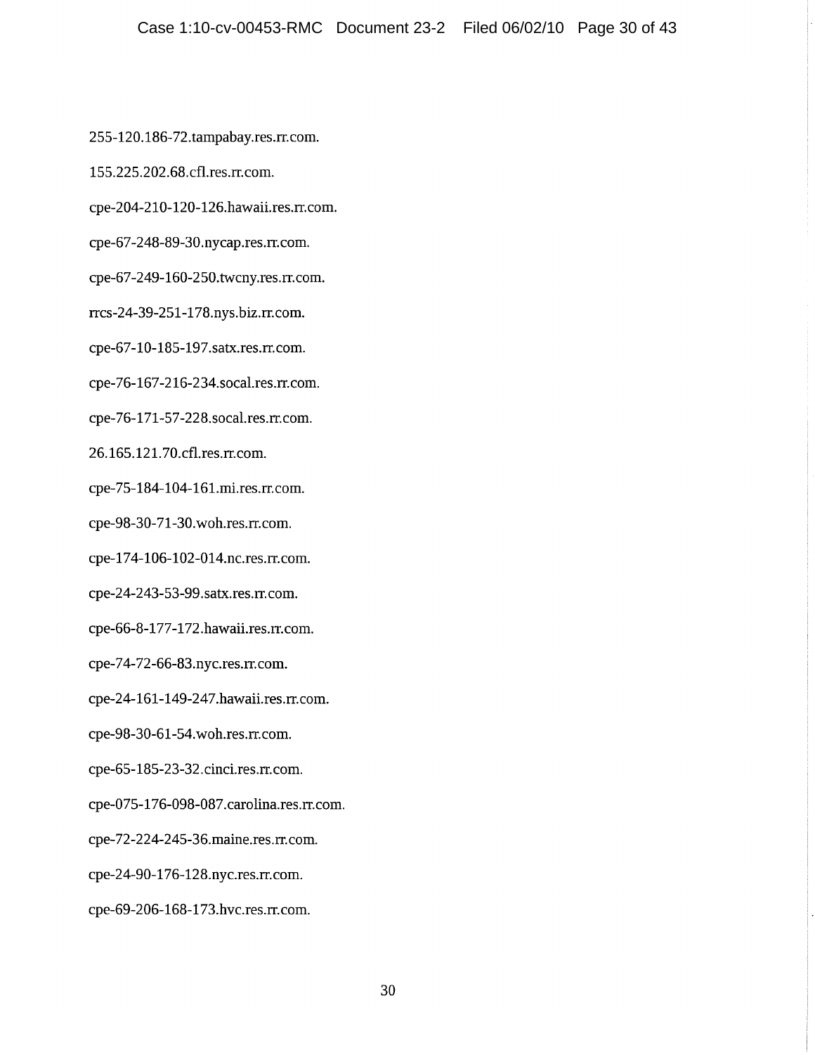255-120.186-72.tampabay.res.rr.com.

155.225.202.68.cfl.res.rr.com.

cpe-204-210-120-126.hawaii.res.rr.com.

cpe-67-248-89-30.nycap.res.rr.com.

cpe-67-249-160-250.twcny.res.rr.com.

rrcs-24-39-251-178.nys.biz.rr.com.

cpe-67-10-185-197.satx.res.rr.com.

cpe-76-167-216-234.socal.res.rr.com.

cpe-76-171-57-228.socal.res.rr.com.

26.165.121.70.cfl.res.rr.com.

cpe-75-184-104-161.mi.res.rr.com.

cpe-98-30-71-30.woh.res.rr.com.

cpe-174-106-102-014.nc.res.rr.com.

cpe-24-243-53-99.satx.res.rr.com.

cpe-66-8-177-172.hawaii.res.rr.com.

cpe-74-72-66-83.nyc.res.rr.com.

cpe-24-161-149-247.hawaii.res.rr.com.

cpe-98-30-61-54.woh.res.rr.com.

cpe-65-185-23-32.cinci.res.rr.com.

cpe-075-176-098-087.carolina.res.rr.com.

cpe-72-224-245-36.maine.res.rr.com.

cpe-24-90-176-128.nyc.res.rr.com.

cpe-69-206-168-173.hvc.res.rr.com.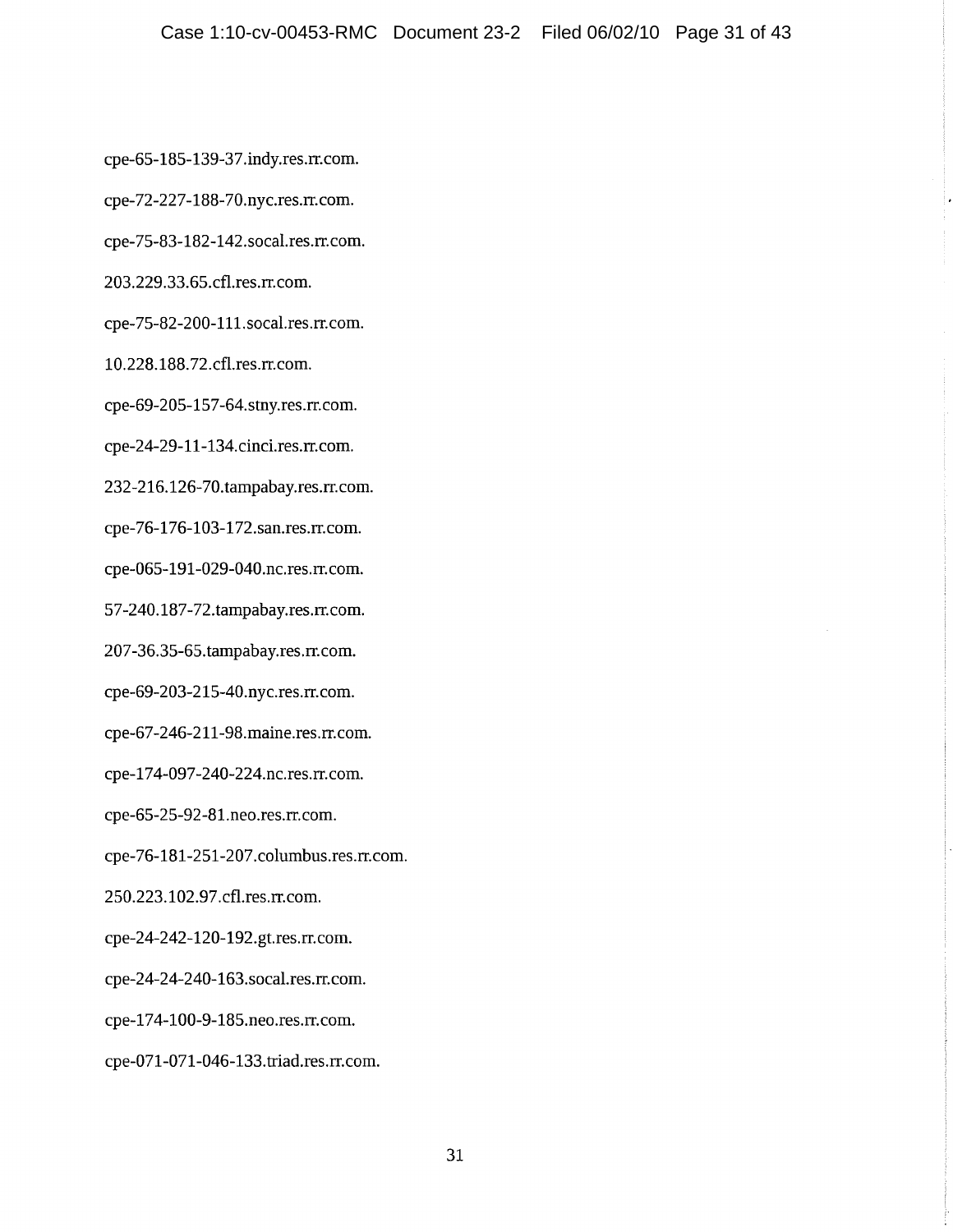cpe-65-185-139-37.indy.res.rr.com.

cpe-72-227-188-70.nyc.res.rr.com.

cpe-75-83-182-142.socal.res.rr.com.

203.229.33.65.cfl.res.rr.com.

cpe-75-82-200-111.socal.res.rr.com.

10.228.188.72.cfl.res.rr.com.

cpe-69-205-157-64.stny.res.rr.com.

cpe-24-29-11-134.cinci.res.rr.com.

232-216.126-70.tampabay.res.rr.com.

cpe-76-176-103-172.san.res.rr.com.

cpe-065-191-029-040.nc.res.rr.com.

57-240.187-72.tampabay.res.rr.com.

207-36.35-65.tampabay.res.rr.com.

cpe-69-203-215-40.nyc.res.rr.com.

cpe-67-246-211-98.maine.res.rr.com.

cpe-174-097-240-224.nc.res.rr.com.

cpe-65-25-92-81.neo.res.rr.com.

cpe-76-181-251-207.columbus.res.rr.com.

250.223.102.97.cfl.res.rr.com.

cpe-24-242-120-192.gt.res.rr.com.

cpe-24-24-240-163.socal.res.rr.com.

cpe-174-100-9-185.neo.res.rr.com.

cpe-071-071-046-133.triad.res.rr.com.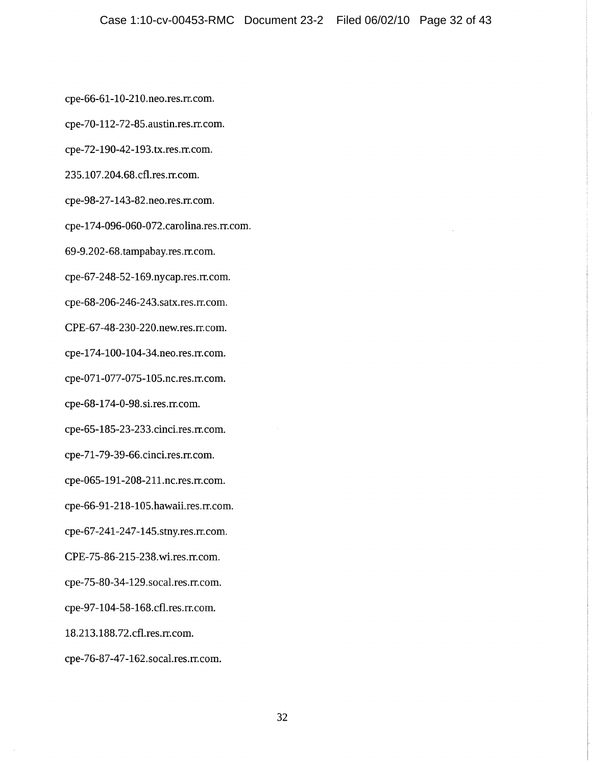cpe-66-61-10-210.neo.res.rr.com.

cpe-70-112-72-85.austin.res.rr.com.

cpe-72-190-42-193.tx.res.rr.com.

235.107.204.68.cfl.res.rr.com.

cpe-98-27-143-82.neo.res.rr.com.

cpe-174-096-060-072.carolina.res.rr.com.

69-9.202-68.tampabay.res.rr.com.

cpe-67-248-52-169.nycap.res.rr.com.

cpe-68-206-246-243.satx.res.rr.com.

CPE-67-48-230-220.new.res.rr.com.

cpe-174-100-104-34.neo.res.rr.com.

cpe-071-077-075-105.nc.res.rr.com.

cpe-68-174-0-98.si.res.rr.com.

cpe-65-185-23-233.cinci.res.rr.com.

cpe-71-79-39-66.cinci.res.rr.com.

cpe-065-191-208-211.nc.res.rr.com.

cpe-66-91-218-105.hawaii.res.rr.com.

cpe-67-241-247-145.stny.res.rr.com.

CPE-75-86-215-238.wi.res.rr.com.

cpe-75-80-34-129.socal.res.rr.com.

cpe-97-104-58-168.cfl.res.rr.com.

18.213.188.72.cfl.res.rr.com.

cpe-76-87-47-162.socal.res.rr.com.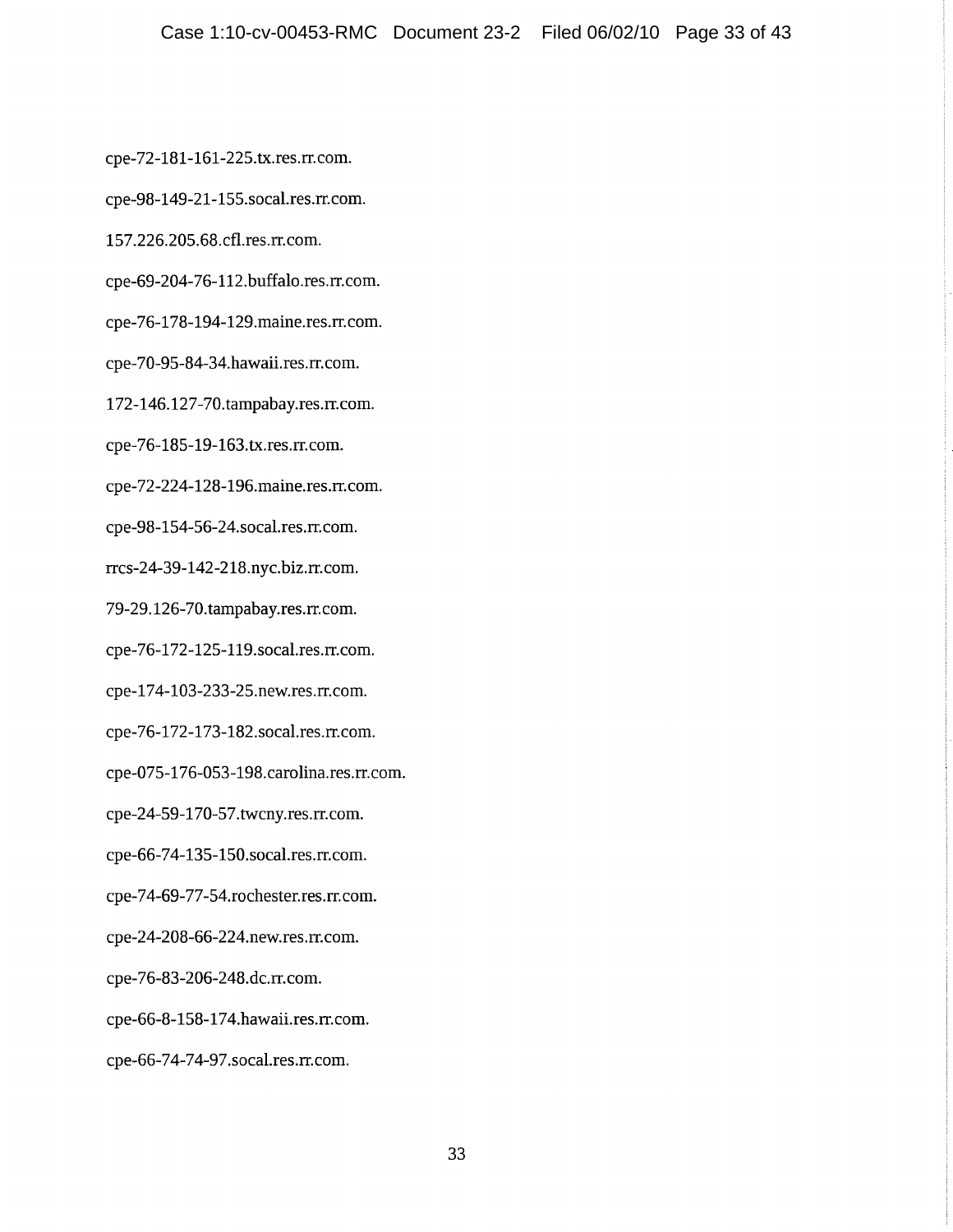cpe-72-181-161-225.tx.res.rr.com.

cpe-98-149-21-155.socal.res.rr.com.

157.226.205.68.cfl.res.rr.com.

cpe-69-204-76-112.buffalo.res.rr.com.

cpe-76-178-194-129.maine.res.rr.com.

cpe-70-95-84-34.hawaii.res.rr.com.

172-146.127-70.tampabay.res.rr.com.

cpe-76-185-19-163.tx.res.rr.com.

cpe-72-224-128-196.maine.res.rr.com.

cpe-98-154-56-24.socal.res.rr.com.

rrcs-24-39-142-218.nyc.biz.rr.com.

79-29.126-70.tampabay.res.rr.com.

cpe-76-172-125-119.socal.res.rr.com.

cpe-174-103-233-25.new.res.rr.com.

cpe-76-172-173-182.socal.res.rr.com.

cpe-075-176-053-198.carolina.res.rr.com.

cpe-24-59-170-57.twcny.res.rr.com.

cpe-66-74-135-150.socal.res.rr.com.

cpe-74-69-77-54.rochester.res.rr.com.

cpe-24-208-66-224.new.res.rr.com.

cpe-76-83-206-248.dc.rr.com.

cpe-66-8-158-174.hawaii.res.rr.com.

cpe-66-74-74-97.socal.res.rr.com.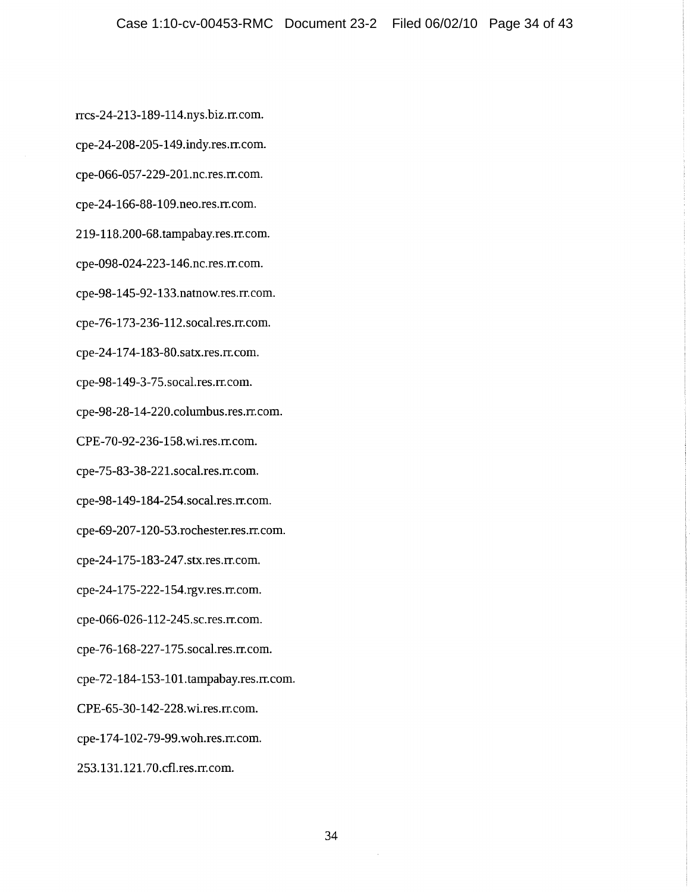rrcs-24-213-189-114.nys.biz.rr.com.

cpe-24-208-205-149.indy.res.rr.com.

cpe-066-057-229-201.nc.res.rr.com.

cpe-24-166-88-109.neo.res.rr.com.

219-118.200-68.tampabay.res.rr.com.

cpe-098-024-223-146.nc.res.rr.com.

cpe-98-145-92-133.natnow.res.rr.com.

cpe-76-173-236-112.socal.res.rr.com.

cpe-24-174-183-80.satx.res.rr.com.

cpe-98-149-3-75.socal.res.rr.com.

cpe-98-28-14-220.columbus.res.rr.com.

CPE-70-92-236-158.wi.res.rr.com.

cpe-75-83-38-221.socal.res.rr.com.

cpe-98-149-184-254.socal.res.rr.com.

cpe-69-207-120-53.rochester.res.rr.com.

cpe-24-175-183-247.stx.res.rr.com.

cpe-24-175-222-154.rgv.res.rr.com.

cpe-066-026-112-245.sc.res.rr.com.

cpe-76-168-227-175.socal.res.rr.com.

cpe-72-184-153-101.tampabay.res.rr.com.

CPE-65-30-142-228.wi.res.rr.com.

cpe-174-102-79-99.woh.res.rr.com.

253.131.121.70.cfl.res.rr.com.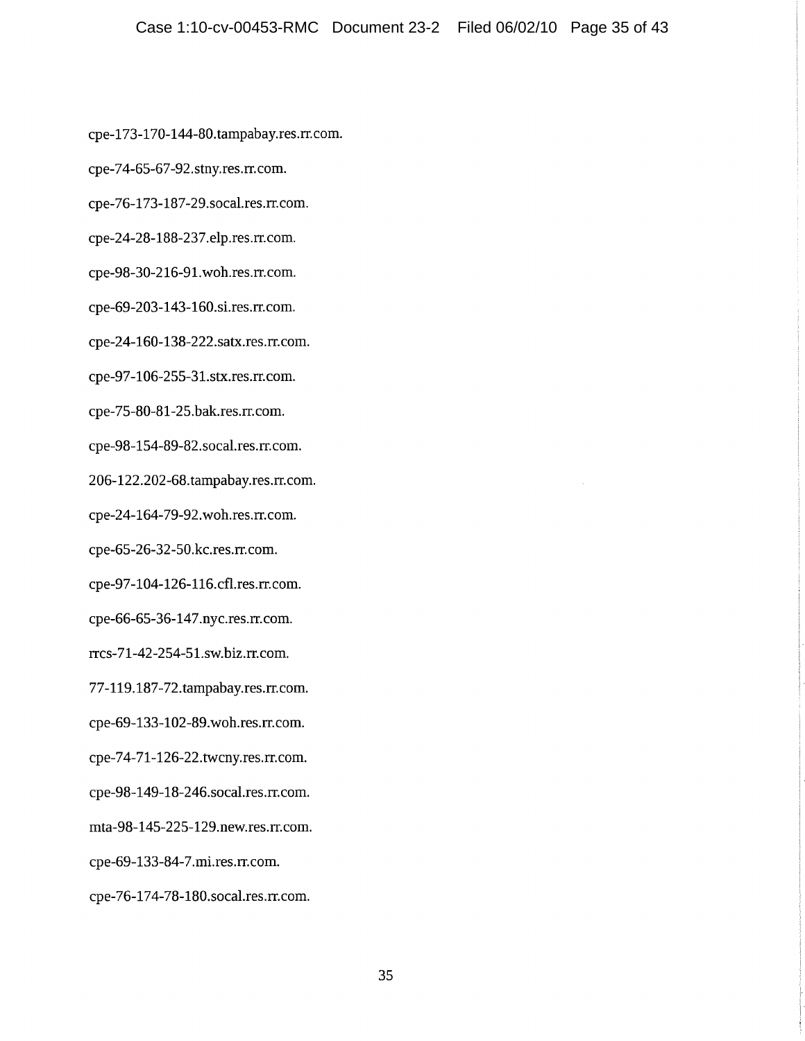cpe-173-170-144-80.tampabay.res.rr.com.

cpe-74-65-67-92.stny.res.rr.com.

cpe-76-173-187-29.socal.res.rr.com.

cpe-24-28-188-237.elp.res.rr.com.

cpe-98-30-216-91.woh.res.rr.com.

cpe-69-203-143-160.si.res.rr.com.

cpe-24-160-138-222.satx.res.rr.com.

cpe-97-106-255-31.stx.res.rr.com.

cpe-75-80-81-25.bak.res.rr.com.

cpe-98-154-89-82.socal.res.rr.com.

206-122.202-68.tampabay.res.rr.com.

cpe-24-164-79-92.woh.res.rr.com.

cpe-65-26-32-50.kc.res.rr.com.

cpe-97-104-126-116.cfl.res.rr.com.

cpe-66-65-36-147.nyc.res.rr.com.

rrcs-71-42-254-51.sw.biz.rr.com.

77-119.187-72.tampabay.res.rr.com.

cpe-69-133-102-89.woh.res.rr.com.

cpe-74-71-126-22.twcny.res.rr.com.

cpe-98-149-18-246.socal.res.rr.com.

mta-98-145-225-129.new.res.rr.com.

cpe-69-133-84-7.mi.res.rr.com.

cpe-76-174-78-180.socal.res.rr.com.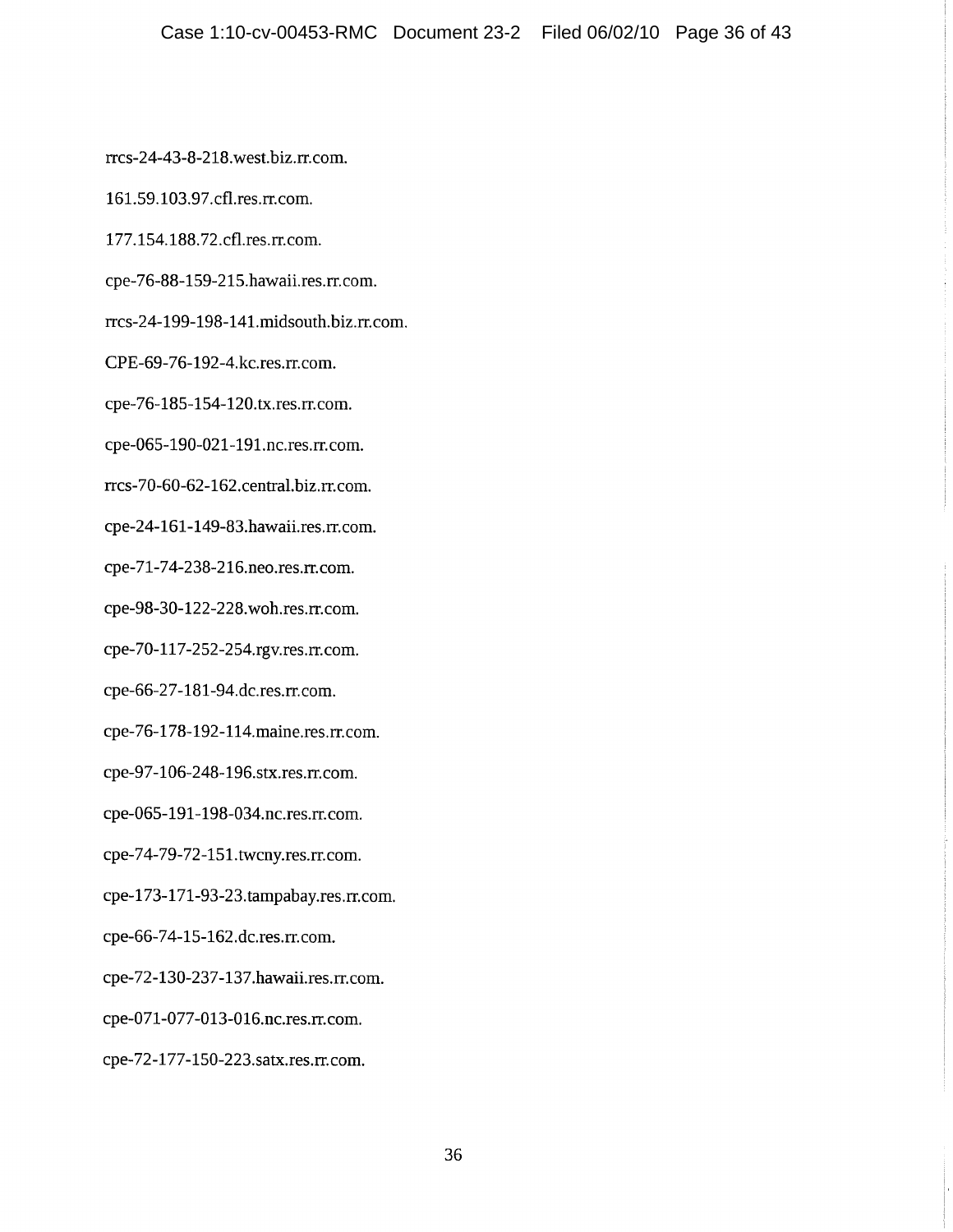rrcs-24-43-8-218.west.biz.rr.com.

161.59.103.97.cfl.res.rr.com.

177.154.188.72.cfl.res.rr.com.

cpe-76-88-159-215.hawaii.res.rr.com.

rrcs-24-199-198-141.midsouth.biz.rr.com.

CPE-69-76-192-4.kc.res.rr.com.

cpe-76-185-154-120.tx.res.rr.com.

cpe-065-190-021-191.nc.res.rr.com.

rrcs-70-60-62-162.central.biz.rr.com.

cpe-24-161-149-83.hawaii.res.rr.com.

cpe-71-74-238-216.neo.res.rr.com.

cpe-98-30-122-228.woh.res.rr.com.

cpe-70-117-252-254.rgv.res.rr.com.

cpe-66-27-181-94.dc.res.rr.com.

cpe-76-178-192-114.maine.res.rr.com.

cpe-97-106-248-196.stx.res.rr.com.

cpe-065-191-198-034.nc.res.rr.com.

cpe-74-79-72-151.twcny.res.rr.com.

cpe-173-171-93-23.tampabay.res.rr.com.

cpe-66-74-15-162.dc.res.rr.com.

cpe-72-130-237-137.hawaii.res.rr.com.

cpe-071-077-013-016.nc.res.rr.com.

cpe-72-177-150-223.satx.res.rr.com.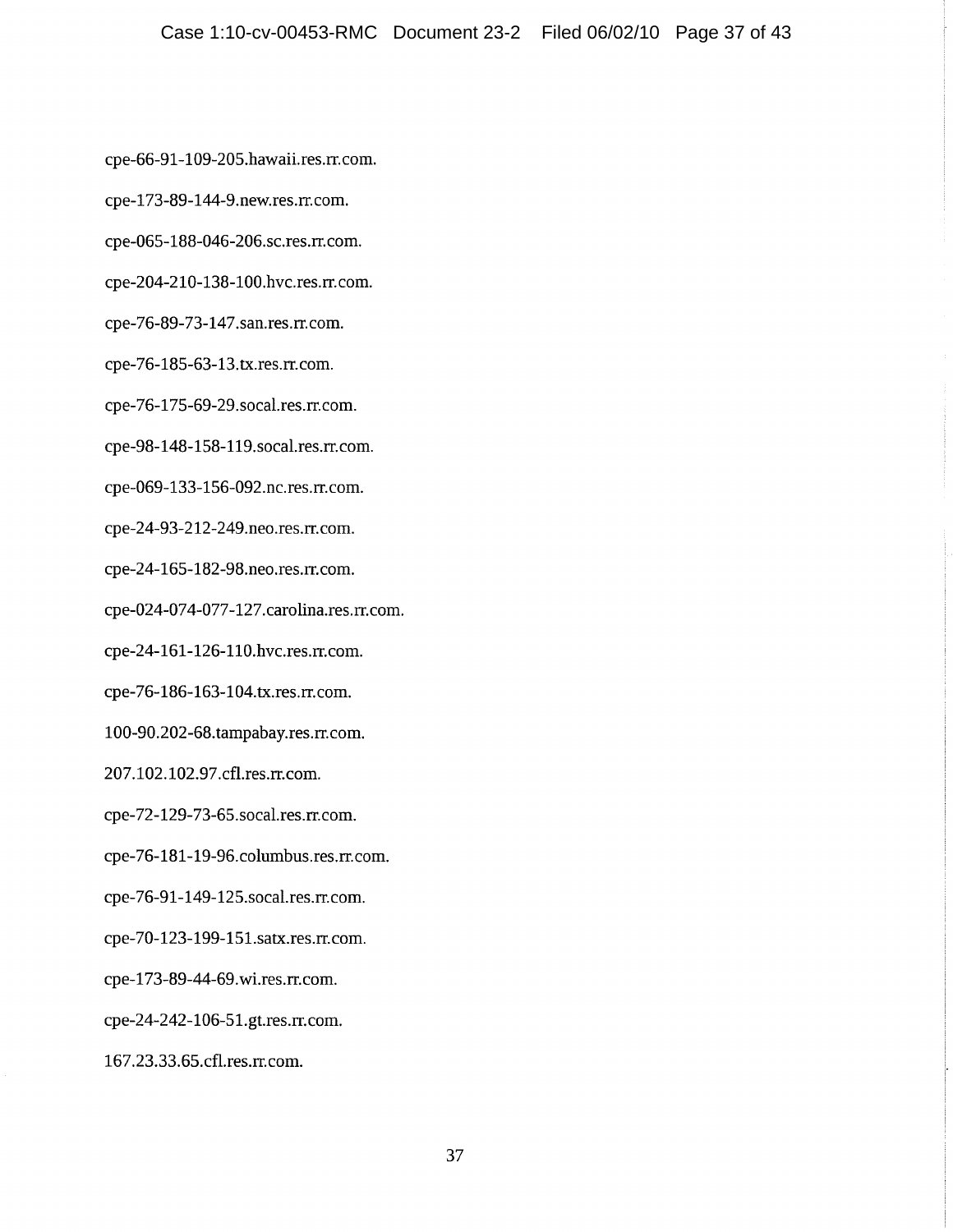cpe-66-91-109-205.hawaii.res.rr.com.

cpe-173-89-144-9.new.res.rr.com.

cpe-065-188-046-206.sc.res.rr.com.

cpe-204-210-138-100.hvc.res.rr.com.

cpe-76-89-73-147.san.res.rr.com.

cpe-76-185-63-13.tx.res.rr.com.

cpe-76-175-69-29.socal.res.rr.com.

cpe-98-148-158-119.socal.res.rr.com.

cpe-069-133-156-092.nc.res.rr.com.

cpe-24-93-212-249.neo.res.rr.com.

cpe-24-165-182-98.neo.res.rr.com.

cpe-024-074-077-127.carolina.res.rr.com.

cpe-24-161-126-110.hvc.res.rr.com.

cpe-76-186-163-104.tx.res.rr.com.

100-90.202-68.tampabay.res.rr.com.

207.102.102.97.cfl.res.rr.com.

cpe-72-129-73-65.socal.res.rr.com.

cpe-76-181-19-96.columbus.res.rr.com.

cpe-76-91-149-125.socal.res.rr.com.

cpe-70-123-199-151.satx.res.rr.com.

cpe-173-89-44-69.wi.res.rr.com.

cpe-24-242-106-51.gt.res.rr.com.

167.23.33.65.cfl.res.rr.com.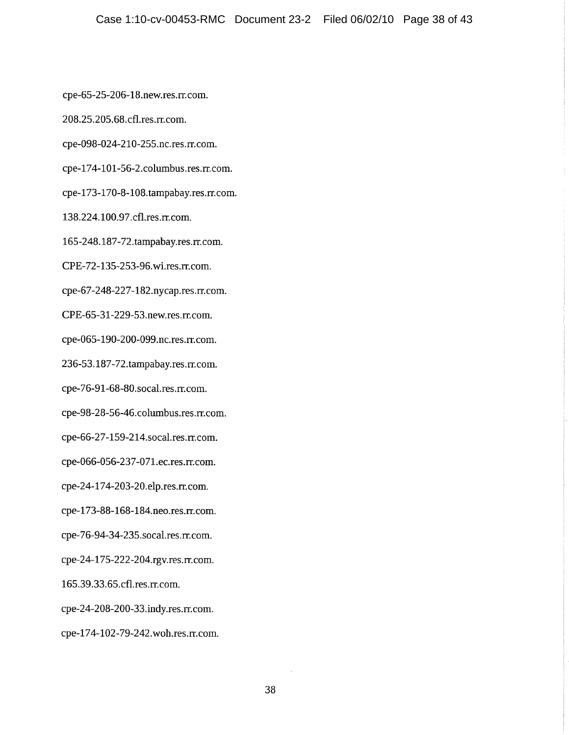cpe-65-25-206-18.new.res.rr.com.

208.25.205.68.cfl.res.rr.com.

cpe-098-024-210-255.nc.res.rr.com.

cpe-174-101-56-2.columbus.res.rr.com.

cpe-173-170-8-108.tampabay.res.rr.com.

138.224.100.97.cfl.res.rr.com.

165-248.187-72.tampabay.res.rr.com.

CPE-72-135-253-96.wi.res.rr.com.

cpe-67-248-227-182.nycap.res.rr.com.

CPE-65-31-229-53.new.res.rr.com.

cpe-065-190-200-099.nc.res.rr.com.

236-53.187-72.tampabay.res.rr.com.

cpe-76-91-68-80.socal.res.rr.com.

cpe-98-28-56-46.columbus.res.rr.com.

cpe-66-27-159-214.socal.res.rr.com.

cpe-066-056-237-071.ec.res.rr.com.

cpe-24-174-203-20.elp.res.rr.com.

cpe-173-88-168-184.neo.res.rr.com.

cpe-76-94-34-235.socal.res.rr.com.

cpe-24-175-222-204.rgv.res.rr.com.

165.39.33.65.cfl.res.rr.com.

cpe-24-208-200-33.indy.res.rr.com.

cpe-174-102-79-242.woh.res.rr.com.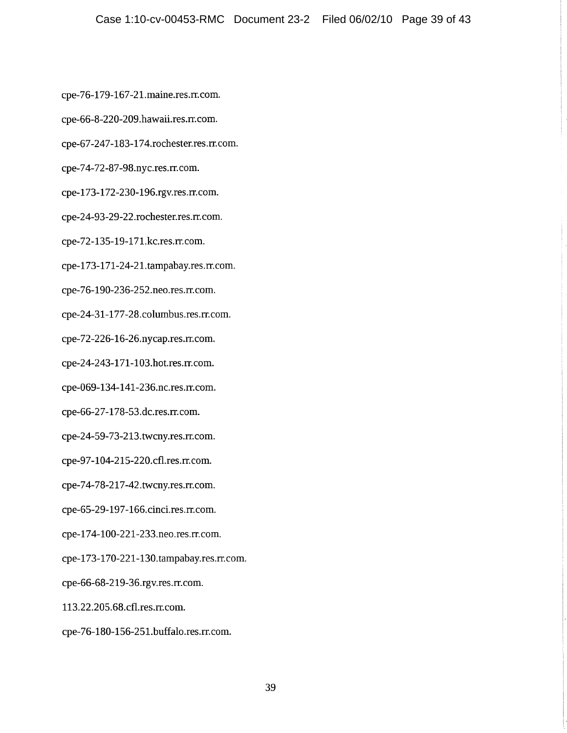cpe-76-179-167-21.maine.res.rr.com.

cpe-66-8-220-209.hawaii.res.rr.com.

cpe-67-247-183-174.rochester.res.rr.com.

cpe-74-72-87-98.nyc.res.rr.com.

cpe-173-172-230-196.rgv.res.rr.com.

cpe-24-93-29-22.rochester.res.rr.com.

cpe-72-135-19-171.kc.res.rr.com.

cpe-173-171-24-21.tampabay.res.rr.com.

cpe-76-190-236-252.neo.res.rr.com.

cpe-24-31-177-28.columbus.res.rr.com.

cpe-72-226-16-26.nycap.res.rr.com.

cpe-24-243-171-103.hot.res.rr.com.

cpe-069-134-141-236.nc.res.rr.com.

cpe-66-27-178-53.dc.res.rr.com.

cpe-24-59-73-213.twcny.res.rr.com.

cpe-97-104-215-220.cfl.res.rr.com.

cpe-74-78-217-42.twcny.res.rr.com.

cpe-65-29-197-166.cinci.res.rr.com.

cpe-174-100-221-233.neo.res.rr.com.

cpe-173-170-221-130.tampabay.res.rr.com.

cpe-66-68-219-36.rgv.res.rr.com.

113.22.205.68.cfl.res.rr.com.

cpe-76-180-156-251.buffalo.res.rr.com.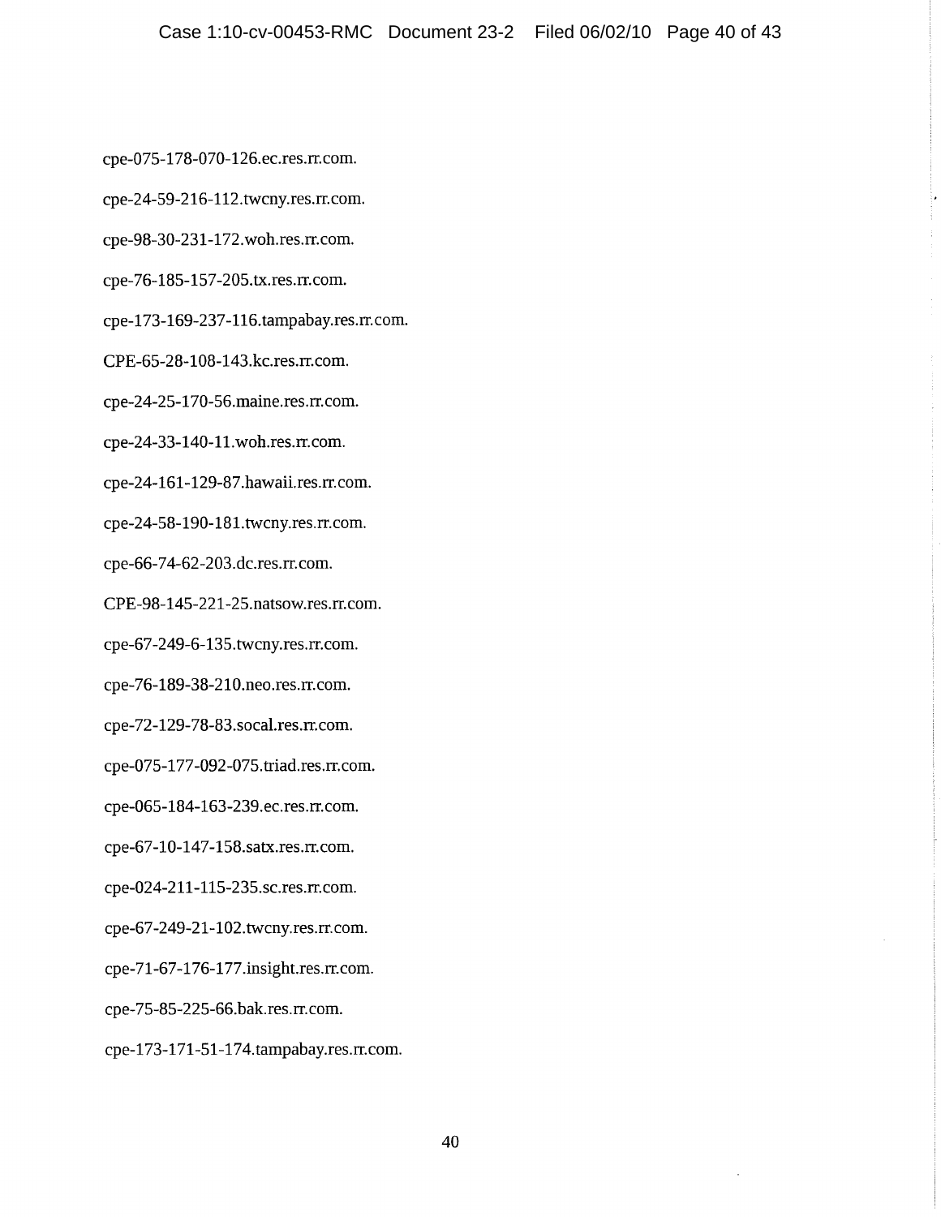cpe-075-178-070-126.ec.res.rr.com.

cpe-24-59-216-112.twcny.res.rr.com.

cpe-98-30-231-172.woh.res.rr.com.

cpe-76-185-157-205.tx.res.rr.com.

cpe-173-169-237-116.tampabay.res.rr.com.

CPE-65-28-108-143.kc.res.rr.com.

cpe-24-25-170-56.maine.res.rr.com.

cpe-24-33-140-11.woh.res.rr.com.

cpe-24-161-129-87.hawaii.res.rr.com.

cpe-24-58-190-181.twcny.res.rr.com.

cpe-66-74-62-203.dc.res.rr.com.

CPE-98-145-221-25.natsow.res.rr.com.

cpe-67-249-6-135.twcny.res.rr.com.

cpe-76-189-38-210.neo.res.rr.com.

cpe-72-129-78-83.socal.res.rr.com.

cpe-075-177-092-075.triad.res.rr.com.

cpe-065-184-163-239.ec.res.rr.com.

cpe-67-10-147-158.satx.res.rr.com.

cpe-024-211-115-235.sc.res.rr.com.

cpe-67-249-21-102.twcny.res.rr.com.

cpe-71-67-176-177.insight.res.rr.com.

cpe-75-85-225-66.bak.res.rr.com.

cpe-173-171-51-174.tampabay.res.rr.com.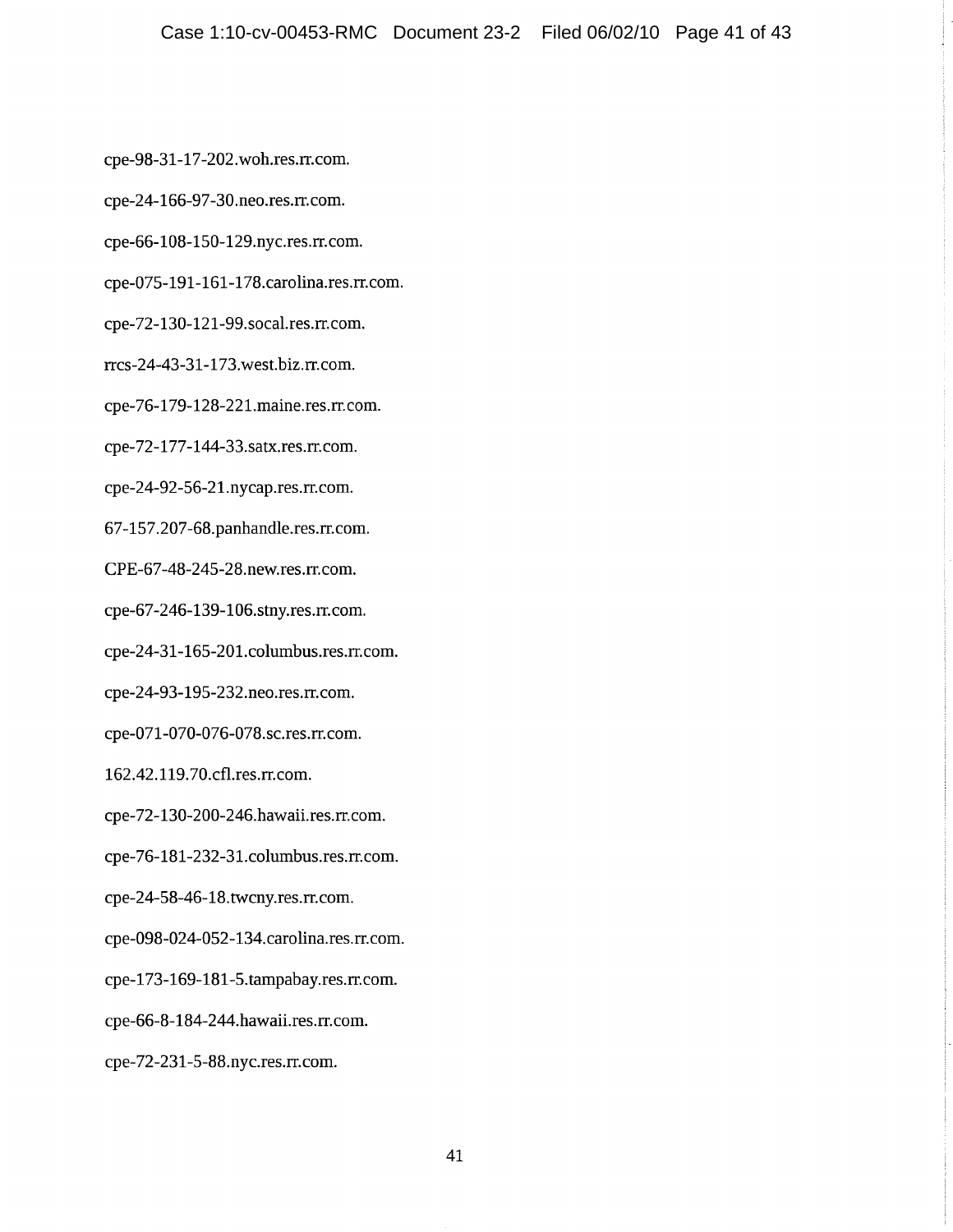cpe-98-31-17-202.woh.res.rr.com.

cpe-24-166-97-30.neo.res.rr.com.

cpe-66-108-150-129.nyc.res.rr.com.

cpe-075-191-161-178.carolina.res.rr.com.

cpe-72-130-121-99.socal.res.rr.com.

rrcs-24-43-31-173.west.biz.rr.com.

cpe-76-179-128-221.maine.res.rr.com.

cpe-72-177-144-33.satx.res.rr.com.

cpe-24-92-56-21.nycap.res.rr.com.

67-157.207-68.panhandle.res.rr.com.

CPE-67-48-245-28.new.res.rr.com.

cpe-67-246-139-106.stny.res.rr.com.

cpe-24-31-165-201.columbus.res.rr.com.

cpe-24-93-195-232.neo.res.rr.com.

cpe-071-070-076-078.sc.res.rr.com.

162.42.119.70.cfl.res.rr.com.

cpe-72-130-200-246.hawaii.res.rr.com.

cpe-76-181-232-31.columbus.res.rr.com.

cpe-24-58-46-18.twcny.res.rr.com.

cpe-098-024-052-134.carolina.res.rr.com.

cpe-173-169-181-5.tampabay.res.rr.com.

cpe-66-8-184-244.hawaii.res.rr.com.

cpe-72-231-5-88.nyc.res.rr.com.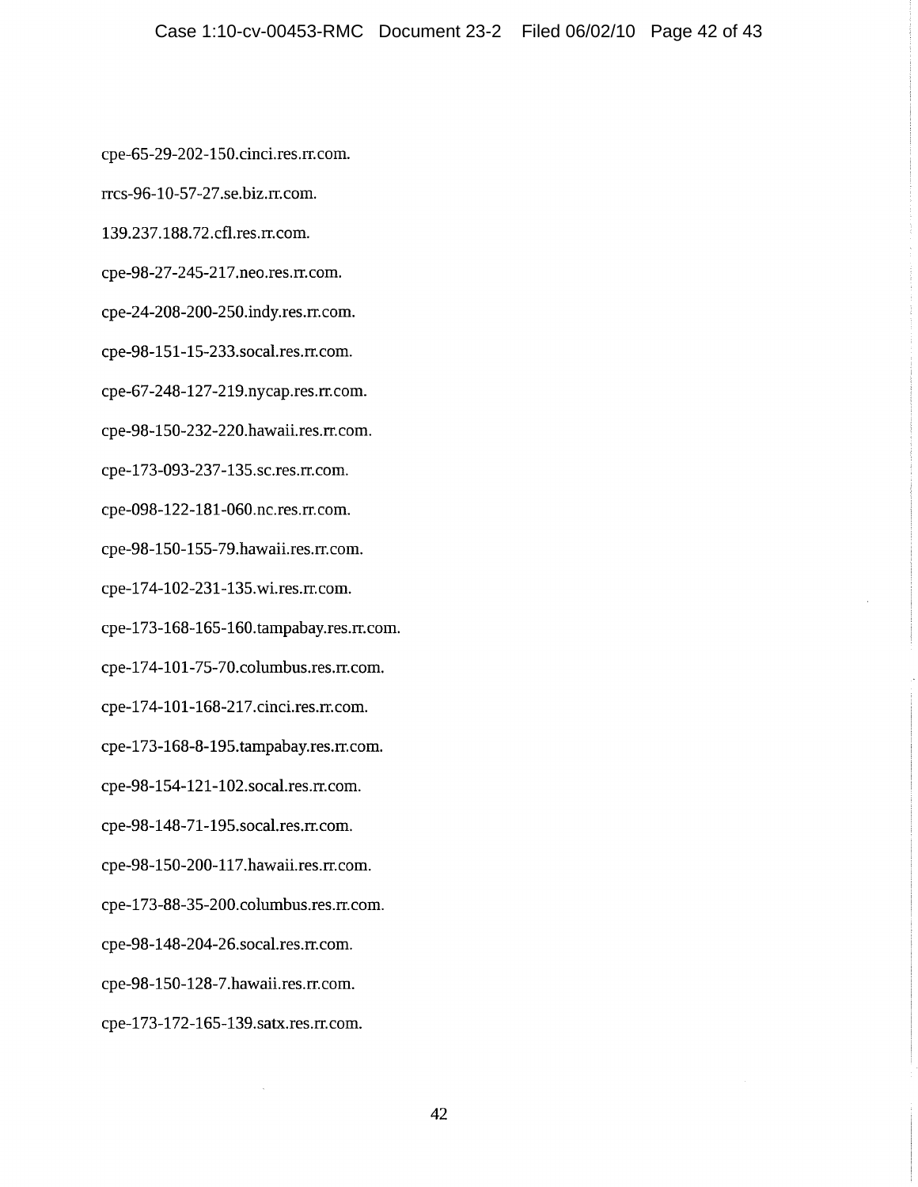cpe-65-29-202-150.cinci.res.rr.com.

rrcs-96-10-57-27.se.biz.rr.com.

139.237.188.72.cfl.res.rr.com.

cpe-98-27-245-217.neo.res.rr.com.

cpe-24-208-200-250.indy.res.rr.com.

cpe-98-151-15-233.socal.res.rr.com.

cpe-67-248-127-219.nycap.res.rr.com.

cpe-98-150-232-220.hawaii.res.rr.com.

cpe-173-093-237-135.sc.res.rr.com.

cpe-098-122-181-060.nc.res.rr.com.

cpe-98-150-155-79.hawaii.res.rr.com.

cpe-174-102-231-135.wi.res.rr.com.

cpe-173-168-165-160.tampabay.res.rr.com.

cpe-174-101-75-70.columbus.res.rr.com.

cpe-174-101-168-217.cinci.res.rr.com.

cpe-173-168-8-195.tampabay.res.rr.com.

cpe-98-154-121-102.socal.res.rr.com.

cpe-98-148-71-195.socal.res.rr.com.

cpe-98-150-200-117.hawaii.res.rr.com.

cpe-173-88-35-200.columbus.res.rr.com.

cpe-98-148-204-26.socal.res.rr.com.

cpe-98-150-128-7.hawaii.res.rr.com.

cpe-173-172-165-139.satx.res.rr.com.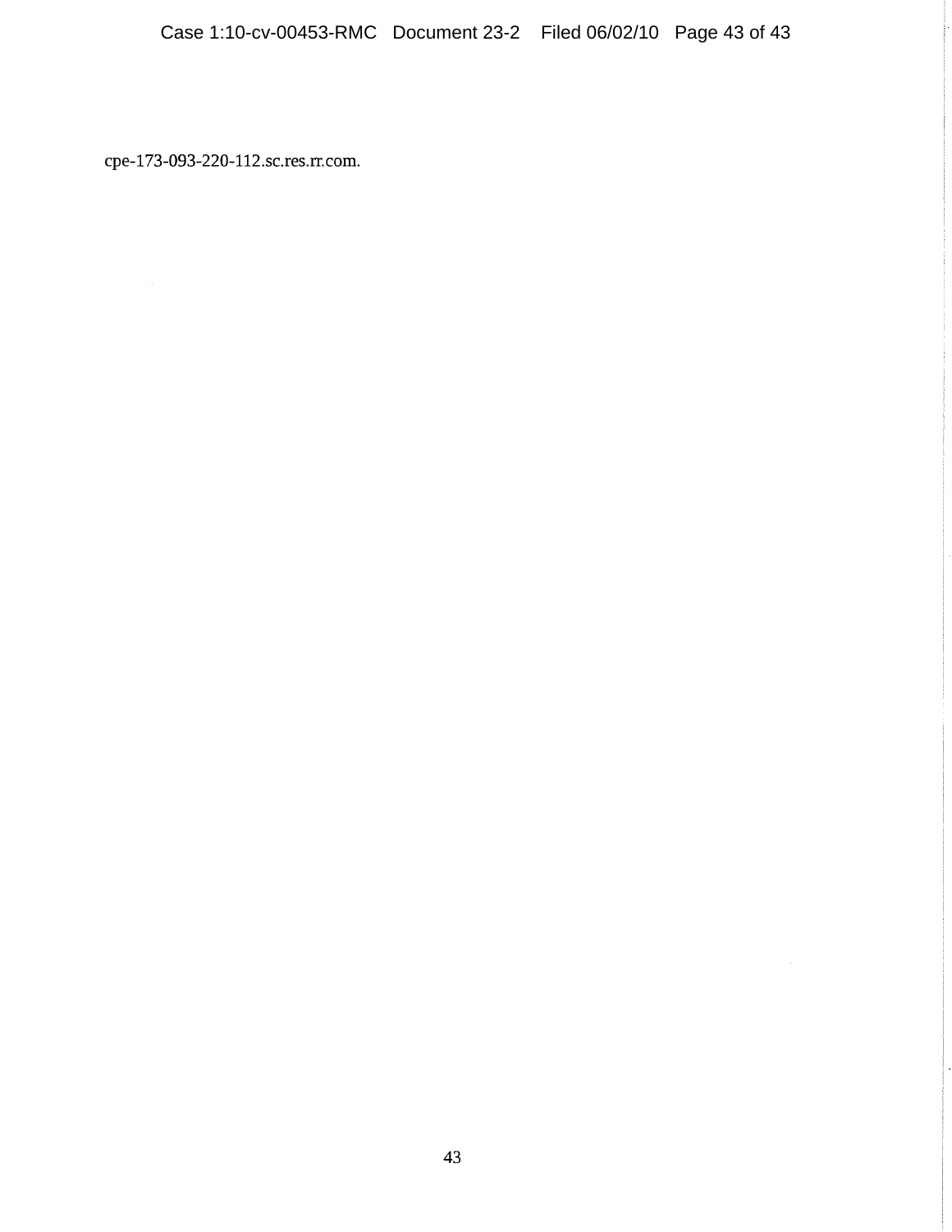cpe-173-093-220-112.sc.res.rr.com.